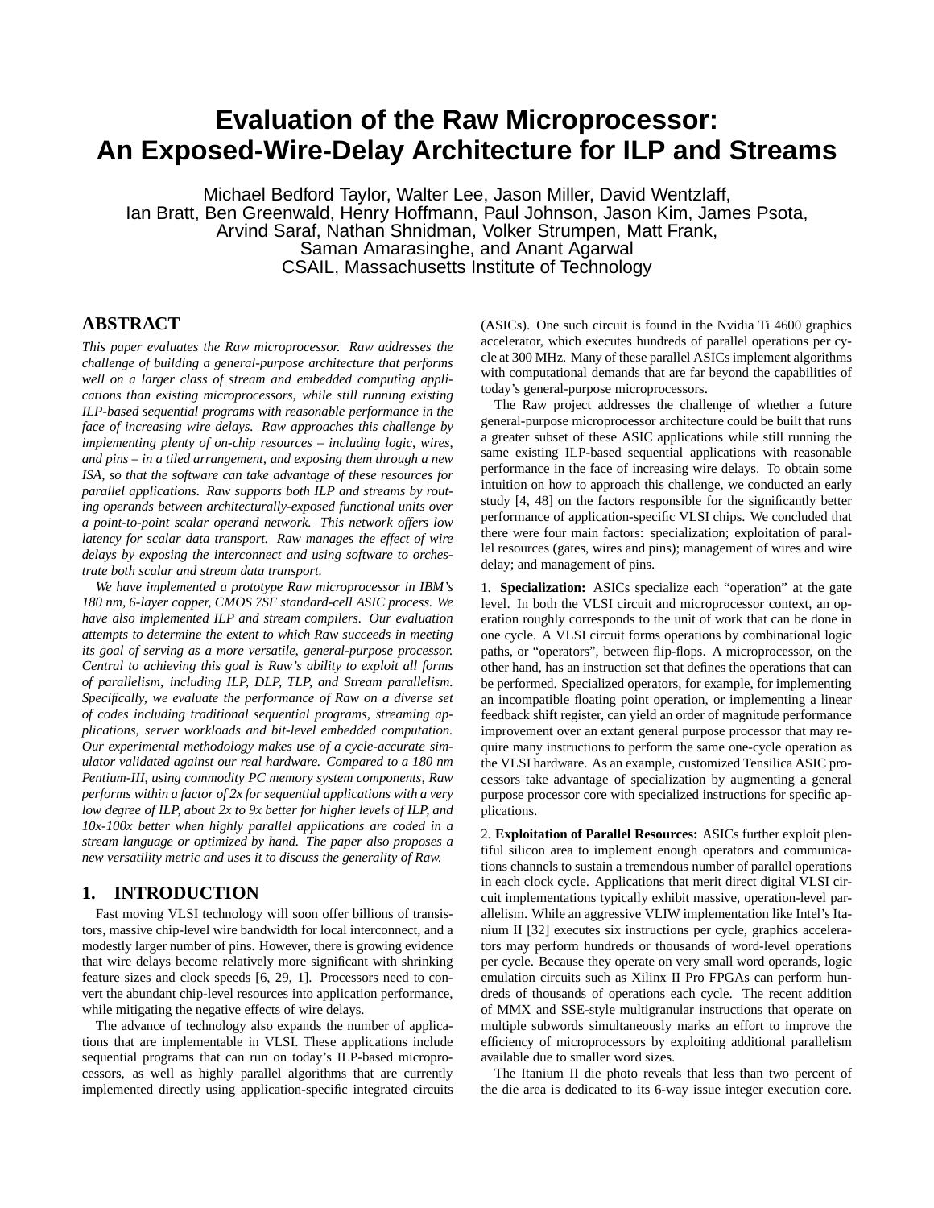# Evaluation of the Raw Microprocessor: An Exposed-Wire-Delay Architecture for ILP and Streams

Michael Bedford Taylor, Walter Lee, Jason Miller, David Wentzlaff, Ian Bratt, Ben Greenwald, Henry Hoffmann, Paul Johnson, Jason Kim, James Psota, Arvind Saraf, Nathan Shnidman, Volker Strumpen, Matt Frank, Saman Amarasinghe, and Anant Agarwal
CSAIL, Massachusetts Institute of Technology

## ABSTRACT

*This paper evaluates the Raw microprocessor. Raw addresses the challenge of building a general-purpose architecture that performs well on a larger class of stream and embedded computing applications than existing microprocessors, while still running existing ILP-based sequential programs with reasonable performance in the face of increasing wire delays. Raw approaches this challenge by implementing plenty of on-chip resources – including logic, wires, and pins – in a tiled arrangement, and exposing them through a new ISA, so that the software can take advantage of these resources for parallel applications. Raw supports both ILP and streams by routing operands between architecturally-exposed functional units over a point-to-point scalar operand network. This network offers low latency for scalar data transport. Raw manages the effect of wire delays by exposing the interconnect and using software to orchestrate both scalar and stream data transport.*

*We have implemented a prototype Raw microprocessor in IBM's 180 nm, 6-layer copper, CMOS 7SF standard-cell ASIC process. We have also implemented ILP and stream compilers. Our evaluation attempts to determine the extent to which Raw succeeds in meeting its goal of serving as a more versatile, general-purpose processor. Central to achieving this goal is Raw's ability to exploit all forms of parallelism, including ILP, DLP, TLP, and Stream parallelism. Specifically, we evaluate the performance of Raw on a diverse set of codes including traditional sequential programs, streaming applications, server workloads and bit-level embedded computation. Our experimental methodology makes use of a cycle-accurate simulator validated against our real hardware. Compared to a 180 nm Pentium-III, using commodity PC memory system components, Raw performs within a factor of 2x for sequential applications with a very low degree of ILP, about 2x to 9x better for higher levels of ILP, and 10x-100x better when highly parallel applications are coded in a stream language or optimized by hand. The paper also proposes a new versatility metric and uses it to discuss the generality of Raw.*

## 1. INTRODUCTION

Fast moving VLSI technology will soon offer billions of transistors, massive chip-level wire bandwidth for local interconnect, and a modestly larger number of pins. However, there is growing evidence that wire delays become relatively more significant with shrinking feature sizes and clock speeds [6, 29, 1]. Processors need to convert the abundant chip-level resources into application performance, while mitigating the negative effects of wire delays.

The advance of technology also expands the number of applications that are implementable in VLSI. These applications include sequential programs that can run on today's ILP-based microprocessors, as well as highly parallel algorithms that are currently implemented directly using application-specific integrated circuits (ASICs). One such circuit is found in the Nvidia Ti 4600 graphics accelerator, which executes hundreds of parallel operations per cycle at 300 MHz. Many of these parallel ASICs implement algorithms with computational demands that are far beyond the capabilities of today's general-purpose microprocessors.

The Raw project addresses the challenge of whether a future general-purpose microprocessor architecture could be built that runs a greater subset of these ASIC applications while still running the same existing ILP-based sequential applications with reasonable performance in the face of increasing wire delays. To obtain some intuition on how to approach this challenge, we conducted an early study [4, 48] on the factors responsible for the significantly better performance of application-specific VLSI chips. We concluded that there were four main factors: specialization; exploitation of parallel resources (gates, wires and pins); management of wires and wire delay; and management of pins.

1. **Specialization:** ASICs specialize each "operation" at the gate level. In both the VLSI circuit and microprocessor context, an operation roughly corresponds to the unit of work that can be done in one cycle. A VLSI circuit forms operations by combinational logic paths, or "operators", between flip-flops. A microprocessor, on the other hand, has an instruction set that defines the operations that can be performed. Specialized operators, for example, for implementing an incompatible floating point operation, or implementing a linear feedback shift register, can yield an order of magnitude performance improvement over an extant general purpose processor that may require many instructions to perform the same one-cycle operation as the VLSI hardware. As an example, customized Tensilica ASIC processors take advantage of specialization by augmenting a general purpose processor core with specialized instructions for specific applications.

2. **Exploitation of Parallel Resources:** ASICs further exploit plentiful silicon area to implement enough operators and communications channels to sustain a tremendous number of parallel operations in each clock cycle. Applications that merit direct digital VLSI circuit implementations typically exhibit massive, operation-level parallelism. While an aggressive VLIW implementation like Intel's Itanium II [32] executes six instructions per cycle, graphics accelerators may perform hundreds or thousands of word-level operations per cycle. Because they operate on very small word operands, logic emulation circuits such as Xilinx II Pro FPGAs can perform hundreds of thousands of operations each cycle. The recent addition of MMX and SSE-style multigranular instructions that operate on multiple subwords simultaneously marks an effort to improve the efficiency of microprocessors by exploiting additional parallelism available due to smaller word sizes.

The Itanium II die photo reveals that less than two percent of the die area is dedicated to its 6-way issue integer execution core.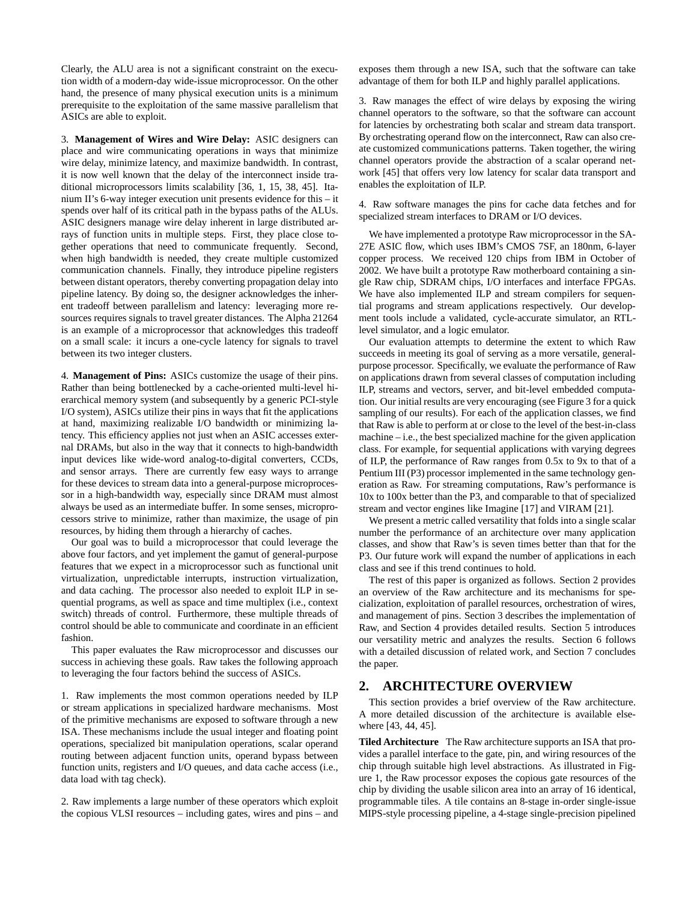Clearly, the ALU area is not a significant constraint on the execution width of a modern-day wide-issue microprocessor. On the other hand, the presence of many physical execution units is a minimum prerequisite to the exploitation of the same massive parallelism that ASICs are able to exploit.

3. **Management of Wires and Wire Delay:** ASIC designers can place and wire communicating operations in ways that minimize wire delay, minimize latency, and maximize bandwidth. In contrast, it is now well known that the delay of the interconnect inside traditional microprocessors limits scalability [36, 1, 15, 38, 45]. Itanium II's 6-way integer execution unit presents evidence for this – it spends over half of its critical path in the bypass paths of the ALUs. ASIC designers manage wire delay inherent in large distributed arrays of function units in multiple steps. First, they place close together operations that need to communicate frequently. Second, when high bandwidth is needed, they create multiple customized communication channels. Finally, they introduce pipeline registers between distant operators, thereby converting propagation delay into pipeline latency. By doing so, the designer acknowledges the inherent tradeoff between parallelism and latency: leveraging more resources requires signals to travel greater distances. The Alpha 21264 is an example of a microprocessor that acknowledges this tradeoff on a small scale: it incurs a one-cycle latency for signals to travel between its two integer clusters.

4. **Management of Pins:** ASICs customize the usage of their pins. Rather than being bottlenecked by a cache-oriented multi-level hierarchical memory system (and subsequently by a generic PCI-style I/O system), ASICs utilize their pins in ways that fit the applications at hand, maximizing realizable I/O bandwidth or minimizing latency. This efficiency applies not just when an ASIC accesses external DRAMs, but also in the way that it connects to high-bandwidth input devices like wide-word analog-to-digital converters, CCDs, and sensor arrays. There are currently few easy ways to arrange for these devices to stream data into a general-purpose microprocessor in a high-bandwidth way, especially since DRAM must almost always be used as an intermediate buffer. In some senses, microprocessors strive to minimize, rather than maximize, the usage of pin resources, by hiding them through a hierarchy of caches.

Our goal was to build a microprocessor that could leverage the above four factors, and yet implement the gamut of general-purpose features that we expect in a microprocessor such as functional unit virtualization, unpredictable interrupts, instruction virtualization, and data caching. The processor also needed to exploit ILP in sequential programs, as well as space and time multiplex (i.e., context switch) threads of control. Furthermore, these multiple threads of control should be able to communicate and coordinate in an efficient fashion.

This paper evaluates the Raw microprocessor and discusses our success in achieving these goals. Raw takes the following approach to leveraging the four factors behind the success of ASICs.

1. Raw implements the most common operations needed by ILP or stream applications in specialized hardware mechanisms. Most of the primitive mechanisms are exposed to software through a new ISA. These mechanisms include the usual integer and floating point operations, specialized bit manipulation operations, scalar operand routing between adjacent function units, operand bypass between function units, registers and I/O queues, and data cache access (i.e., data load with tag check).

2. Raw implements a large number of these operators which exploit the copious VLSI resources – including gates, wires and pins – and exposes them through a new ISA, such that the software can take advantage of them for both ILP and highly parallel applications.

3. Raw manages the effect of wire delays by exposing the wiring channel operators to the software, so that the software can account for latencies by orchestrating both scalar and stream data transport. By orchestrating operand flow on the interconnect, Raw can also create customized communications patterns. Taken together, the wiring channel operators provide the abstraction of a scalar operand network [45] that offers very low latency for scalar data transport and enables the exploitation of ILP.

4. Raw software manages the pins for cache data fetches and for specialized stream interfaces to DRAM or I/O devices.

We have implemented a prototype Raw microprocessor in the SA-27E ASIC flow, which uses IBM's CMOS 7SF, an 180nm, 6-layer copper process. We received 120 chips from IBM in October of 2002. We have built a prototype Raw motherboard containing a single Raw chip, SDRAM chips, I/O interfaces and interface FPGAs. We have also implemented ILP and stream compilers for sequential programs and stream applications respectively. Our development tools include a validated, cycle-accurate simulator, an RTL-level simulator, and a logic emulator.

Our evaluation attempts to determine the extent to which Raw succeeds in meeting its goal of serving as a more versatile, general-purpose processor. Specifically, we evaluate the performance of Raw on applications drawn from several classes of computation including ILP, streams and vectors, server, and bit-level embedded computation. Our initial results are very encouraging (see Figure 3 for a quick sampling of our results). For each of the application classes, we find that Raw is able to perform at or close to the level of the best-in-class machine – i.e., the best specialized machine for the given application class. For example, for sequential applications with varying degrees of ILP, the performance of Raw ranges from 0.5x to 9x to that of a Pentium III (P3) processor implemented in the same technology generation as Raw. For streaming computations, Raw's performance is 10x to 100x better than the P3, and comparable to that of specialized stream and vector engines like Imagine [17] and VIRAM [21].

We present a metric called versatility that folds into a single scalar number the performance of an architecture over many application classes, and show that Raw's is seven times better than that for the P3. Our future work will expand the number of applications in each class and see if this trend continues to hold.

The rest of this paper is organized as follows. Section 2 provides an overview of the Raw architecture and its mechanisms for specialization, exploitation of parallel resources, orchestration of wires, and management of pins. Section 3 describes the implementation of Raw, and Section 4 provides detailed results. Section 5 introduces our versatility metric and analyzes the results. Section 6 follows with a detailed discussion of related work, and Section 7 concludes the paper.

## 2. ARCHITECTURE OVERVIEW

This section provides a brief overview of the Raw architecture. A more detailed discussion of the architecture is available elsewhere [43, 44, 45].

**Tiled Architecture** The Raw architecture supports an ISA that provides a parallel interface to the gate, pin, and wiring resources of the chip through suitable high level abstractions. As illustrated in Figure 1, the Raw processor exposes the copious gate resources of the chip by dividing the usable silicon area into an array of 16 identical, programmable tiles. A tile contains an 8-stage in-order single-issue MIPS-style processing pipeline, a 4-stage single-precision pipelined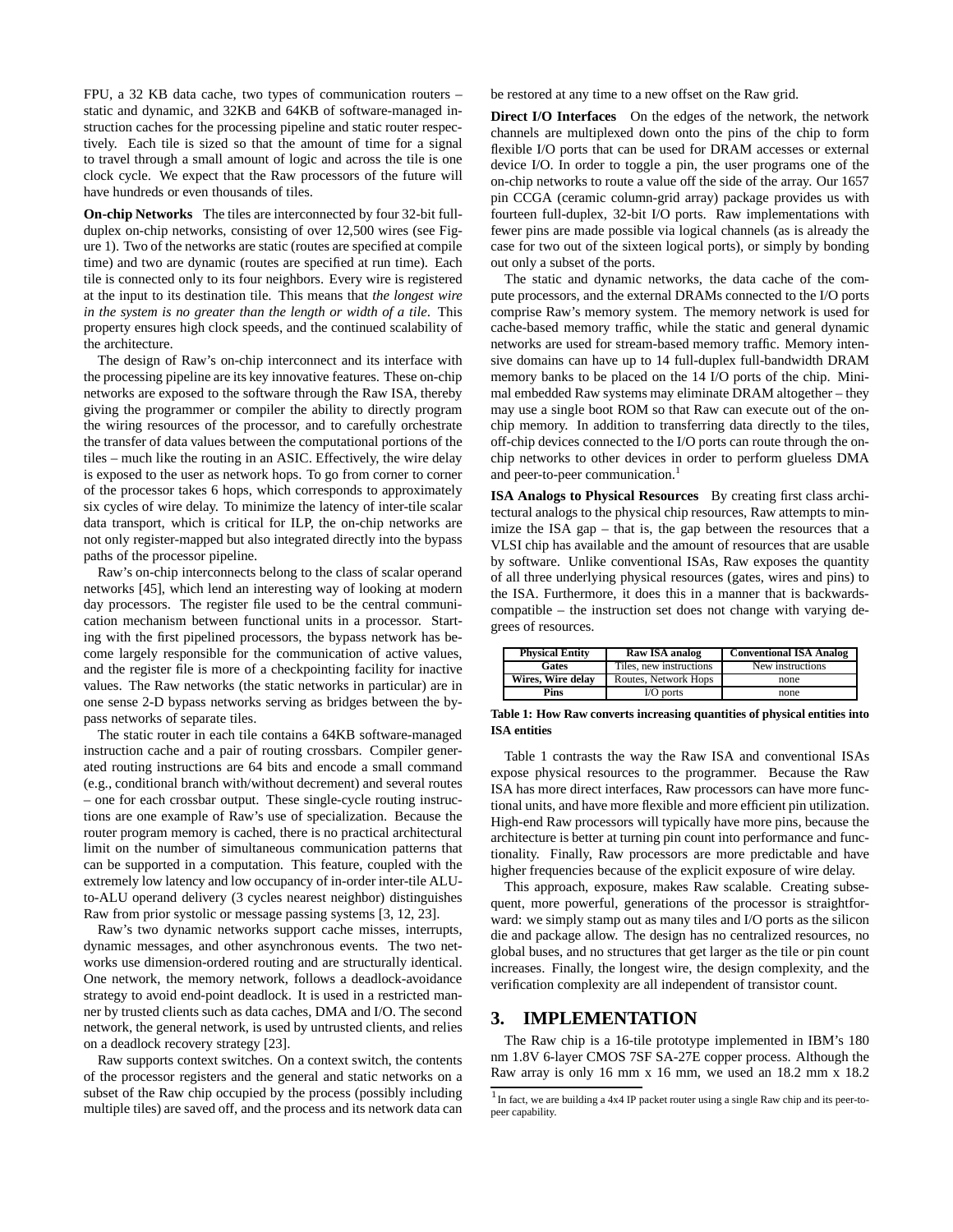FPU, a 32 KB data cache, two types of communication routers – static and dynamic, and 32KB and 64KB of software-managed instruction caches for the processing pipeline and static router respectively. Each tile is sized so that the amount of time for a signal to travel through a small amount of logic and across the tile is one clock cycle. We expect that the Raw processors of the future will have hundreds or even thousands of tiles.

**On-chip Networks** The tiles are interconnected by four 32-bit full-duplex on-chip networks, consisting of over 12,500 wires (see Figure 1). Two of the networks are static (routes are specified at compile time) and two are dynamic (routes are specified at run time). Each tile is connected only to its four neighbors. Every wire is registered at the input to its destination tile. This means that *the longest wire in the system is no greater than the length or width of a tile*. This property ensures high clock speeds, and the continued scalability of the architecture.

The design of Raw's on-chip interconnect and its interface with the processing pipeline are its key innovative features. These on-chip networks are exposed to the software through the Raw ISA, thereby giving the programmer or compiler the ability to directly program the wiring resources of the processor, and to carefully orchestrate the transfer of data values between the computational portions of the tiles – much like the routing in an ASIC. Effectively, the wire delay is exposed to the user as network hops. To go from corner to corner of the processor takes 6 hops, which corresponds to approximately six cycles of wire delay. To minimize the latency of inter-tile scalar data transport, which is critical for ILP, the on-chip networks are not only register-mapped but also integrated directly into the bypass paths of the processor pipeline.

Raw's on-chip interconnects belong to the class of scalar operand networks [45], which lend an interesting way of looking at modern day processors. The register file used to be the central communication mechanism between functional units in a processor. Starting with the first pipelined processors, the bypass network has become largely responsible for the communication of active values, and the register file is more of a checkpointing facility for inactive values. The Raw networks (the static networks in particular) are in one sense 2-D bypass networks serving as bridges between the bypass networks of separate tiles.

The static router in each tile contains a 64KB software-managed instruction cache and a pair of routing crossbars. Compiler generated routing instructions are 64 bits and encode a small command (e.g., conditional branch with/without decrement) and several routes – one for each crossbar output. These single-cycle routing instructions are one example of Raw's use of specialization. Because the router program memory is cached, there is no practical architectural limit on the number of simultaneous communication patterns that can be supported in a computation. This feature, coupled with the extremely low latency and low occupancy of in-order inter-tile ALU-to-ALU operand delivery (3 cycles nearest neighbor) distinguishes Raw from prior systolic or message passing systems [3, 12, 23].

Raw's two dynamic networks support cache misses, interrupts, dynamic messages, and other asynchronous events. The two networks use dimension-ordered routing and are structurally identical. One network, the memory network, follows a deadlock-avoidance strategy to avoid end-point deadlock. It is used in a restricted manner by trusted clients such as data caches, DMA and I/O. The second network, the general network, is used by untrusted clients, and relies on a deadlock recovery strategy [23].

Raw supports context switches. On a context switch, the contents of the processor registers and the general and static networks on a subset of the Raw chip occupied by the process (possibly including multiple tiles) are saved off, and the process and its network data can be restored at any time to a new offset on the Raw grid.

**Direct I/O Interfaces** On the edges of the network, the network channels are multiplexed down onto the pins of the chip to form flexible I/O ports that can be used for DRAM accesses or external device I/O. In order to toggle a pin, the user programs one of the on-chip networks to route a value off the side of the array. Our 1657 pin CCGA (ceramic column-grid array) package provides us with fourteen full-duplex, 32-bit I/O ports. Raw implementations with fewer pins are made possible via logical channels (as is already the case for two out of the sixteen logical ports), or simply by bonding out only a subset of the ports.

The static and dynamic networks, the data cache of the compute processors, and the external DRAMs connected to the I/O ports comprise Raw's memory system. The memory network is used for cache-based memory traffic, while the static and general dynamic networks are used for stream-based memory traffic. Memory intensive domains can have up to 14 full-duplex full-bandwidth DRAM memory banks to be placed on the 14 I/O ports of the chip. Minimal embedded Raw systems may eliminate DRAM altogether – they may use a single boot ROM so that Raw can execute out of the on-chip memory. In addition to transferring data directly to the tiles, off-chip devices connected to the I/O ports can route through the on-chip networks to other devices in order to perform glueless DMA and peer-to-peer communication.[1]

**ISA Analogs to Physical Resources** By creating first class architectural analogs to the physical chip resources, Raw attempts to minimize the ISA gap – that is, the gap between the resources that a VLSI chip has available and the amount of resources that are usable by software. Unlike conventional ISAs, Raw exposes the quantity of all three underlying physical resources (gates, wires and pins) to the ISA. Furthermore, it does this in a manner that is backwards-compatible – the instruction set does not change with varying degrees of resources.

| Physical Entity | Raw ISA analog | Conventional ISA Analog |
|---|---|---|
| Gates | Tiles, new instructions | New instructions |
| Wires, Wire delay | Routes, Network Hops | none |
| Pins | I/O ports | none |

**Table 1: How Raw converts increasing quantities of physical entities into ISA entities**

Table 1 contrasts the way the Raw ISA and conventional ISAs expose physical resources to the programmer. Because the Raw ISA has more direct interfaces, Raw processors can have more functional units, and have more flexible and more efficient pin utilization. High-end Raw processors will typically have more pins, because the architecture is better at turning pin count into performance and functionality. Finally, Raw processors are more predictable and have higher frequencies because of the explicit exposure of wire delay.

This approach, exposure, makes Raw scalable. Creating subsequent, more powerful, generations of the processor is straightforward: we simply stamp out as many tiles and I/O ports as the silicon die and package allow. The design has no centralized resources, no global buses, and no structures that get larger as the tile or pin count increases. Finally, the longest wire, the design complexity, and the verification complexity are all independent of transistor count.

## 3. IMPLEMENTATION

The Raw chip is a 16-tile prototype implemented in IBM's 180 nm 1.8V 6-layer CMOS 7SF SA-27E copper process. Although the Raw array is only 16 mm x 16 mm, we used an 18.2 mm x 18.2

[1] In fact, we are building a 4x4 IP packet router using a single Raw chip and its peer-to-peer capability.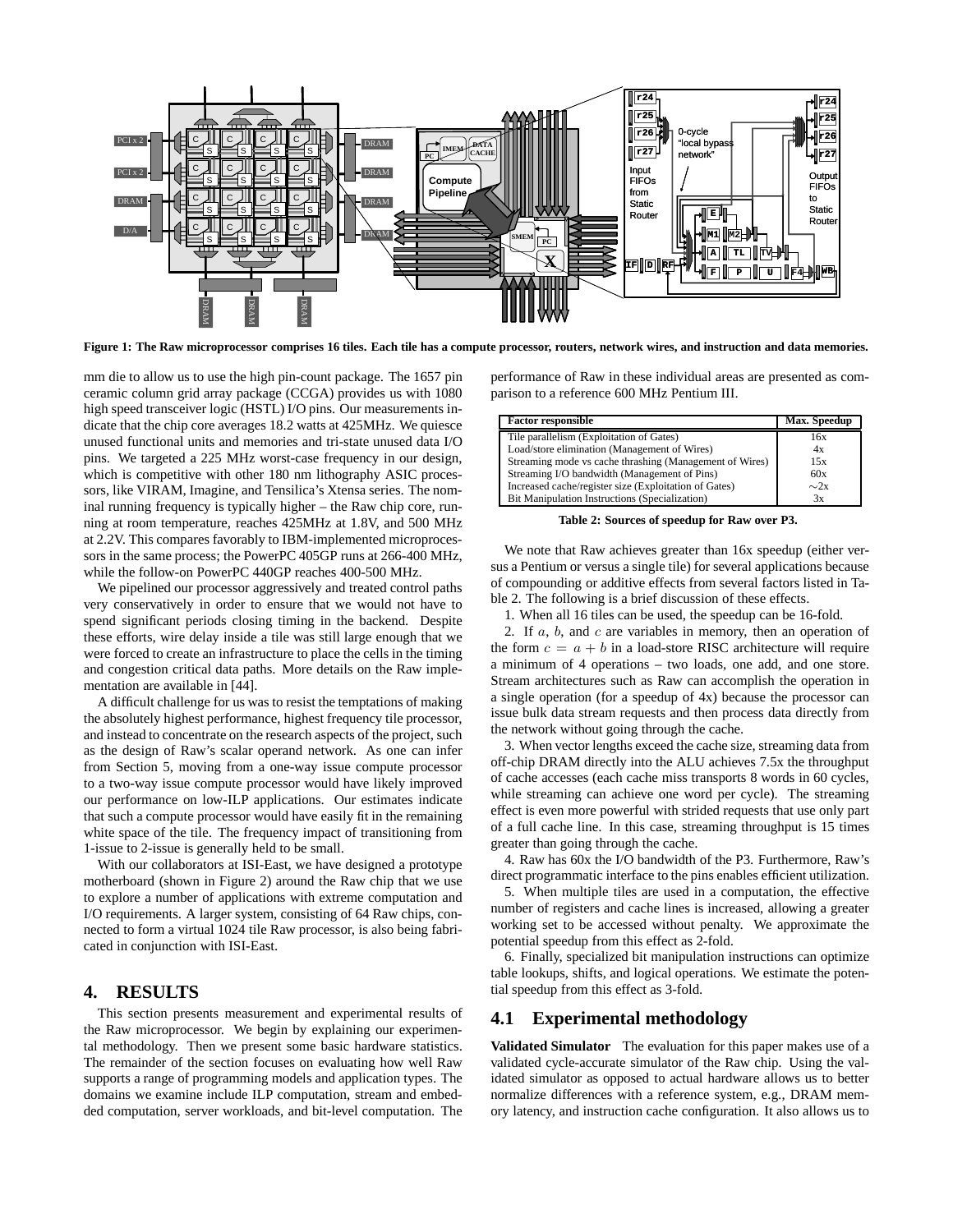**Figure 1: The Raw microprocessor comprises 16 tiles. Each tile has a compute processor, routers, network wires, and instruction and data memories.**

mm die to allow us to use the high pin-count package. The 1657 pin ceramic column grid array package (CCGA) provides us with 1080 high speed transceiver logic (HSTL) I/O pins. Our measurements indicate that the chip core averages 18.2 watts at 425MHz. We quiesce unused functional units and memories and tri-state unused data I/O pins. We targeted a 225 MHz worst-case frequency in our design, which is competitive with other 180 nm lithography ASIC processors, like VIRAM, Imagine, and Tensilica's Xtensa series. The nominal running frequency is typically higher – the Raw chip core, running at room temperature, reaches 425MHz at 1.8V, and 500 MHz at 2.2V. This compares favorably to IBM-implemented microprocessors in the same process; the PowerPC 405GP runs at 266-400 MHz, while the follow-on PowerPC 440GP reaches 400-500 MHz.

We pipelined our processor aggressively and treated control paths very conservatively in order to ensure that we would not have to spend significant periods closing timing in the backend. Despite these efforts, wire delay inside a tile was still large enough that we were forced to create an infrastructure to place the cells in the timing and congestion critical data paths. More details on the Raw implementation are available in [44].

A difficult challenge for us was to resist the temptations of making the absolutely highest performance, highest frequency tile processor, and instead to concentrate on the research aspects of the project, such as the design of Raw's scalar operand network. As one can infer from Section 5, moving from a one-way issue compute processor to a two-way issue compute processor would have likely improved our performance on low-ILP applications. Our estimates indicate that such a compute processor would have easily fit in the remaining white space of the tile. The frequency impact of transitioning from 1-issue to 2-issue is generally held to be small.

With our collaborators at ISI-East, we have designed a prototype motherboard (shown in Figure 2) around the Raw chip that we use to explore a number of applications with extreme computation and I/O requirements. A larger system, consisting of 64 Raw chips, connected to form a virtual 1024 tile Raw processor, is also being fabricated in conjunction with ISI-East.

## 4. RESULTS

This section presents measurement and experimental results of the Raw microprocessor. We begin by explaining our experimental methodology. Then we present some basic hardware statistics. The remainder of the section focuses on evaluating how well Raw supports a range of programming models and application types. The domains we examine include ILP computation, stream and embedded computation, server workloads, and bit-level computation. The performance of Raw in these individual areas are presented as comparison to a reference 600 MHz Pentium III.

| Factor responsible | Max. Speedup |
|---|---|
| Tile parallelism (Exploitation of Gates) | 16x |
| Load/store elimination (Management of Wires) | 4x |
| Streaming mode vs cache thrashing (Management of Wires) | 15x |
| Streaming I/O bandwidth (Management of Pins) | 60x |
| Increased cache/register size (Exploitation of Gates) | $\sim$2x |
| Bit Manipulation Instructions (Specialization) | 3x |

**Table 2: Sources of speedup for Raw over P3.**

We note that Raw achieves greater than 16x speedup (either versus a Pentium or versus a single tile) for several applications because of compounding or additive effects from several factors listed in Table 2. The following is a brief discussion of these effects.

1. When all 16 tiles can be used, the speedup can be 16-fold.

2. If $a$, $b$, and $c$ are variables in memory, then an operation of the form $c = a + b$ in a load-store RISC architecture will require a minimum of 4 operations – two loads, one add, and one store. Stream architectures such as Raw can accomplish the operation in a single operation (for a speedup of 4x) because the processor can issue bulk data stream requests and then process data directly from the network without going through the cache.

3. When vector lengths exceed the cache size, streaming data from off-chip DRAM directly into the ALU achieves 7.5x the throughput of cache accesses (each cache miss transports 8 words in 60 cycles, while streaming can achieve one word per cycle). The streaming effect is even more powerful with strided requests that use only part of a full cache line. In this case, streaming throughput is 15 times greater than going through the cache.

4. Raw has 60x the I/O bandwidth of the P3. Furthermore, Raw's direct programmatic interface to the pins enables efficient utilization.

5. When multiple tiles are used in a computation, the effective number of registers and cache lines is increased, allowing a greater working set to be accessed without penalty. We approximate the potential speedup from this effect as 2-fold.

6. Finally, specialized bit manipulation instructions can optimize table lookups, shifts, and logical operations. We estimate the potential speedup from this effect as 3-fold.

### 4.1 Experimental methodology

**Validated Simulator** The evaluation for this paper makes use of a validated cycle-accurate simulator of the Raw chip. Using the validated simulator as opposed to actual hardware allows us to better normalize differences with a reference system, e.g., DRAM memory latency, and instruction cache configuration. It also allows us to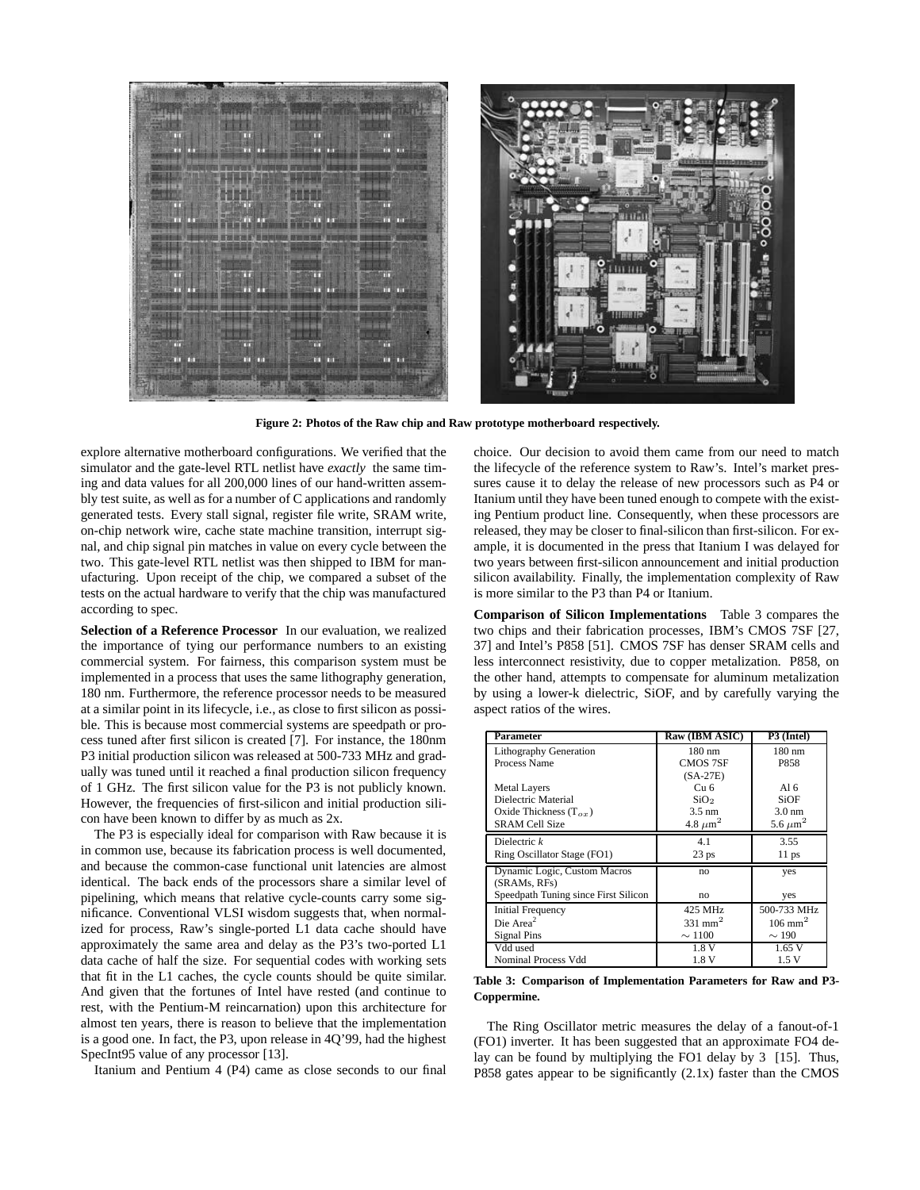Figure 2: Photos of the Raw chip and Raw prototype motherboard respectively.

explore alternative motherboard configurations. We verified that the simulator and the gate-level RTL netlist have *exactly* the same timing and data values for all 200,000 lines of our hand-written assembly test suite, as well as for a number of C applications and randomly generated tests. Every stall signal, register file write, SRAM write, on-chip network wire, cache state machine transition, interrupt signal, and chip signal pin matches in value on every cycle between the two. This gate-level RTL netlist was then shipped to IBM for manufacturing. Upon receipt of the chip, we compared a subset of the tests on the actual hardware to verify that the chip was manufactured according to spec.

**Selection of a Reference Processor** In our evaluation, we realized the importance of tying our performance numbers to an existing commercial system. For fairness, this comparison system must be implemented in a process that uses the same lithography generation, 180 nm. Furthermore, the reference processor needs to be measured at a similar point in its lifecycle, i.e., as close to first silicon as possible. This is because most commercial systems are speedpath or process tuned after first silicon is created [7]. For instance, the 180nm P3 initial production silicon was released at 500-733 MHz and gradually was tuned until it reached a final production silicon frequency of 1 GHz. The first silicon value for the P3 is not publicly known. However, the frequencies of first-silicon and initial production silicon have been known to differ by as much as 2x.

The P3 is especially ideal for comparison with Raw because it is in common use, because its fabrication process is well documented, and because the common-case functional unit latencies are almost identical. The back ends of the processors share a similar level of pipelining, which means that relative cycle-counts carry some significance. Conventional VLSI wisdom suggests that, when normalized for process, Raw's single-ported L1 data cache should have approximately the same area and delay as the P3's two-ported L1 data cache of half the size. For sequential codes with working sets that fit in the L1 caches, the cycle counts should be quite similar. And given that the fortunes of Intel have rested (and continue to rest, with the Pentium-M reincarnation) upon this architecture for almost ten years, there is reason to believe that the implementation is a good one. In fact, the P3, upon release in 4Q'99, had the highest SpecInt95 value of any processor [13].

Itanium and Pentium 4 (P4) came as close seconds to our final choice. Our decision to avoid them came from our need to match the lifecycle of the reference system to Raw's. Intel's market pressures cause it to delay the release of new processors such as P4 or Itanium until they have been tuned enough to compete with the existing Pentium product line. Consequently, when these processors are released, they may be closer to final-silicon than first-silicon. For example, it is documented in the press that Itanium I was delayed for two years between first-silicon announcement and initial production silicon availability. Finally, the implementation complexity of Raw is more similar to the P3 than P4 or Itanium.

**Comparison of Silicon Implementations** Table 3 compares the two chips and their fabrication processes, IBM's CMOS 7SF [27, 37] and Intel's P858 [51]. CMOS 7SF has denser SRAM cells and less interconnect resistivity, due to copper metalization. P858, on the other hand, attempts to compensate for aluminum metalization by using a lower-k dielectric, SiOF, and by carefully varying the aspect ratios of the wires.

| Parameter | Raw (IBM ASIC) | P3 (Intel) |
|---|---|---|
| Lithography Generation | 180 nm | 180 nm |
| Process Name | CMOS 7SF (SA-27E) | P858 |
| Metal Layers | Cu 6 | Al 6 |
| Dielectric Material | $SiO_2$ | SiOF |
| Oxide Thickness ($T_{ox}$) | 3.5 nm | 3.0 nm |
| SRAM Cell Size | 4.8 $\mu m^2$ | 5.6 $\mu m^2$ |
| Dielectric $k$ | 4.1 | 3.55 |
| Ring Oscillator Stage (FO1) | 23 ps | 11 ps |
| Dynamic Logic, Custom Macros (SRAMs, RFs) | no | yes |
| Speedpath Tuning since First Silicon | no | yes |
| Initial Frequency | 425 MHz | 500-733 MHz |
| Die Area[2] | 331 $mm^2$ | 106 $mm^2$ |
| Signal Pins | $\sim$ 1100 | $\sim$ 190 |
| Vdd used | 1.8 V | 1.65 V |
| Nominal Process Vdd | 1.8 V | 1.5 V |

**Table 3: Comparison of Implementation Parameters for Raw and P3-Coppermine.**

The Ring Oscillator metric measures the delay of a fanout-of-1 (FO1) inverter. It has been suggested that an approximate FO4 delay can be found by multiplying the FO1 delay by 3 [15]. Thus, P858 gates appear to be significantly (2.1x) faster than the CMOS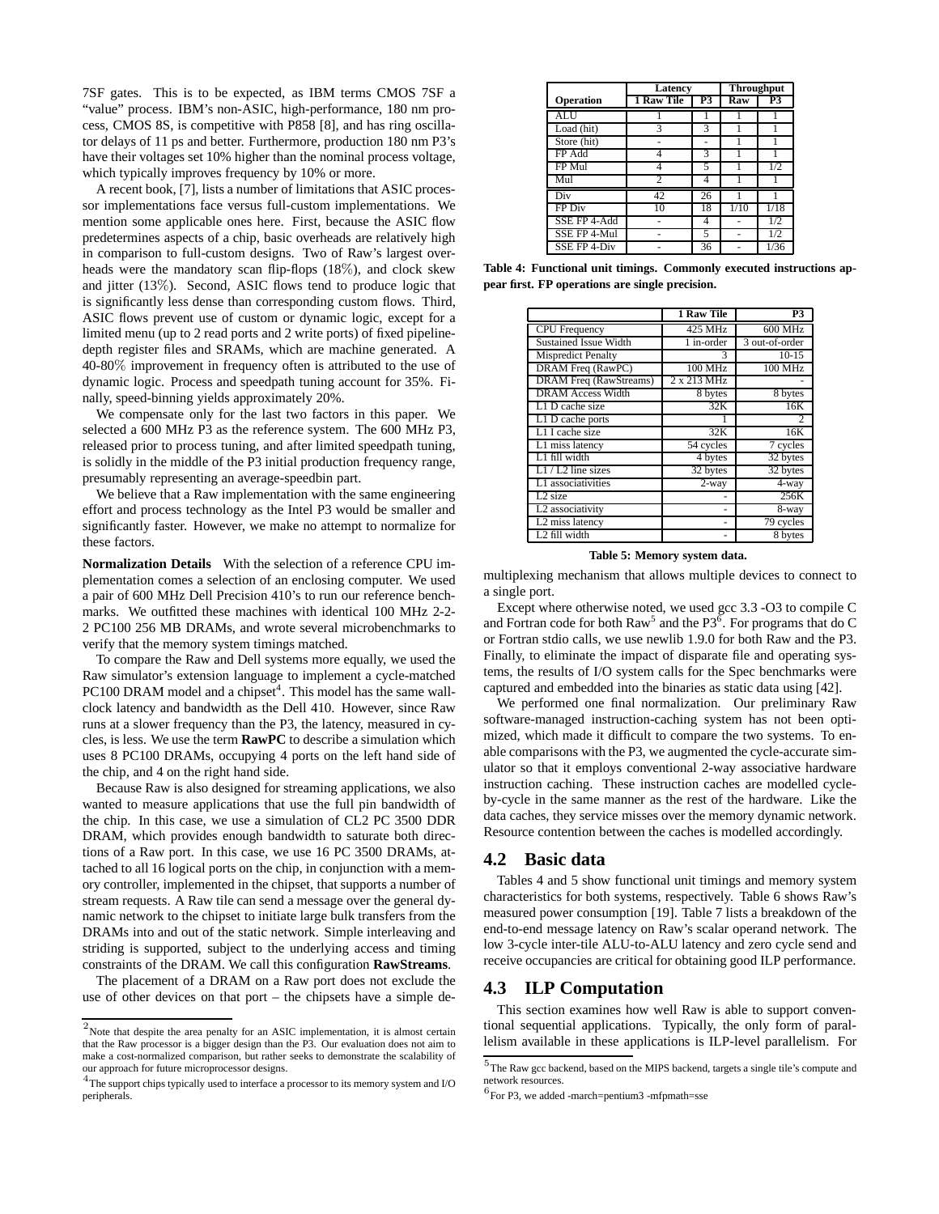7SF gates. This is to be expected, as IBM terms CMOS 7SF a "value" process. IBM's non-ASIC, high-performance, 180 nm process, CMOS 8S, is competitive with P858 [8], and has ring oscillator delays of 11 ps and better. Furthermore, production 180 nm P3's have their voltages set 10% higher than the nominal process voltage, which typically improves frequency by 10% or more.

A recent book, [7], lists a number of limitations that ASIC processor implementations face versus full-custom implementations. We mention some applicable ones here. First, because the ASIC flow predetermines aspects of a chip, basic overheads are relatively high in comparison to full-custom designs. Two of Raw's largest overheads were the mandatory scan flip-flops (18%), and clock skew and jitter (13%). Second, ASIC flows tend to produce logic that is significantly less dense than corresponding custom flows. Third, ASIC flows prevent use of custom or dynamic logic, except for a limited menu (up to 2 read ports and 2 write ports) of fixed pipeline-depth register files and SRAMs, which are machine generated. A 40-80% improvement in frequency often is attributed to the use of dynamic logic. Process and speedpath tuning account for 35%. Finally, speed-binning yields approximately 20%.

We compensate only for the last two factors in this paper. We selected a 600 MHz P3 as the reference system. The 600 MHz P3, released prior to process tuning, and after limited speedpath tuning, is solidly in the middle of the P3 initial production frequency range, presumably representing an average-speedbin part.

We believe that a Raw implementation with the same engineering effort and process technology as the Intel P3 would be smaller and significantly faster. However, we make no attempt to normalize for these factors.

**Normalization Details** With the selection of a reference CPU implementation comes a selection of an enclosing computer. We used a pair of 600 MHz Dell Precision 410's to run our reference benchmarks. We outfitted these machines with identical 100 MHz 2-2-2 PC100 256 MB DRAMs, and wrote several microbenchmarks to verify that the memory system timings matched.

To compare the Raw and Dell systems more equally, we used the Raw simulator's extension language to implement a cycle-matched PC100 DRAM model and a chipset[4]. This model has the same wall-clock latency and bandwidth as the Dell 410. However, since Raw runs at a slower frequency than the P3, the latency, measured in cycles, is less. We use the term **RawPC** to describe a simulation which uses 8 PC100 DRAMs, occupying 4 ports on the left hand side of the chip, and 4 on the right hand side.

Because Raw is also designed for streaming applications, we also wanted to measure applications that use the full pin bandwidth of the chip. In this case, we use a simulation of CL2 PC 3500 DDR DRAM, which provides enough bandwidth to saturate both directions of a Raw port. In this case, we use 16 PC 3500 DRAMs, attached to all 16 logical ports on the chip, in conjunction with a memory controller, implemented in the chipset, that supports a number of stream requests. A Raw tile can send a message over the general dynamic network to the chipset to initiate large bulk transfers from the DRAMs into and out of the static network. Simple interleaving and striding is supported, subject to the underlying access and timing constraints of the DRAM. We call this configuration **RawStreams**.

The placement of a DRAM on a Raw port does not exclude the use of other devices on that port – the chipsets have a simple demultiplexing mechanism that allows multiple devices to connect to a single port.

[2] Note that despite the area penalty for an ASIC implementation, it is almost certain that the Raw processor is a bigger design than the P3. Our evaluation does not aim to make a cost-normalized comparison, but rather seeks to demonstrate the scalability of our approach for future microprocessor designs.

[4] The support chips typically used to interface a processor to its memory system and I/O peripherals.

| Operation | Latency | | Throughput | |
|---|---|---|---|---|
| | 1 Raw Tile | P3 | Raw | P3 |
| ALU | 1 | 1 | 1 | 1 |
| Load (hit) | 3 | 3 | 1 | 1 |
| Store (hit) | - | - | 1 | 1 |
| FP Add | 4 | 3 | 1 | 1 |
| FP Mul | 4 | 5 | 1 | 1/2 |
| Mul | 2 | 4 | 1 | 1 |
| Div | 42 | 26 | 1 | 1 |
| FP Div | 10 | 18 | 1/10 | 1/18 |
| SSE FP 4-Add | - | 4 | - | 1/2 |
| SSE FP 4-Mul | - | 5 | - | 1/2 |
| SSE FP 4-Div | - | 36 | - | 1/36 |

**Table 4: Functional unit timings. Commonly executed instructions appear first. FP operations are single precision.**

| | 1 Raw Tile | P3 |
|---|---|---|
| CPU Frequency | 425 MHz | 600 MHz |
| Sustained Issue Width | 1 in-order | 3 out-of-order |
| Mispredict Penalty | 3 | 10-15 |
| DRAM Freq (RawPC) | 100 MHz | 100 MHz |
| DRAM Freq (RawStreams) | 2 x 213 MHz | - |
| DRAM Access Width | 8 bytes | 8 bytes |
| L1 D cache size | 32K | 16K |
| L1 D cache ports | 1 | 2 |
| L1 I cache size | 32K | 16K |
| L1 miss latency | 54 cycles | 7 cycles |
| L1 fill width | 4 bytes | 32 bytes |
| L1 / L2 line sizes | 32 bytes | 32 bytes |
| L1 associativities | 2-way | 4-way |
| L2 size | - | 256K |
| L2 associativity | - | 8-way |
| L2 miss latency | - | 79 cycles |
| L2 fill width | - | 8 bytes |

**Table 5: Memory system data.**

Except where otherwise noted, we used gcc 3.3 -O3 to compile C and Fortran code for both Raw[5] and the P3[6]. For programs that do C or Fortran stdio calls, we use newlib 1.9.0 for both Raw and the P3. Finally, to eliminate the impact of disparate file and operating systems, the results of I/O system calls for the Spec benchmarks were captured and embedded into the binaries as static data using [42].

We performed one final normalization. Our preliminary Raw software-managed instruction-caching system has not been optimized, which made it difficult to compare the two systems. To enable comparisons with the P3, we augmented the cycle-accurate simulator so that it employs conventional 2-way associative hardware instruction caching. These instruction caches are modelled cycle-by-cycle in the same manner as the rest of the hardware. Like the data caches, they service misses over the memory dynamic network. Resource contention between the caches is modelled accordingly.

## 4.2 Basic data

Tables 4 and 5 show functional unit timings and memory system characteristics for both systems, respectively. Table 6 shows Raw's measured power consumption [19]. Table 7 lists a breakdown of the end-to-end message latency on Raw's scalar operand network. The low 3-cycle inter-tile ALU-to-ALU latency and zero cycle send and receive occupancies are critical for obtaining good ILP performance.

## 4.3 ILP Computation

This section examines how well Raw is able to support conventional sequential applications. Typically, the only form of parallelism available in these applications is ILP-level parallelism. For

[5] The Raw gcc backend, based on the MIPS backend, targets a single tile's compute and network resources.

[6] For P3, we added -march=pentium3 -mfpmath=sse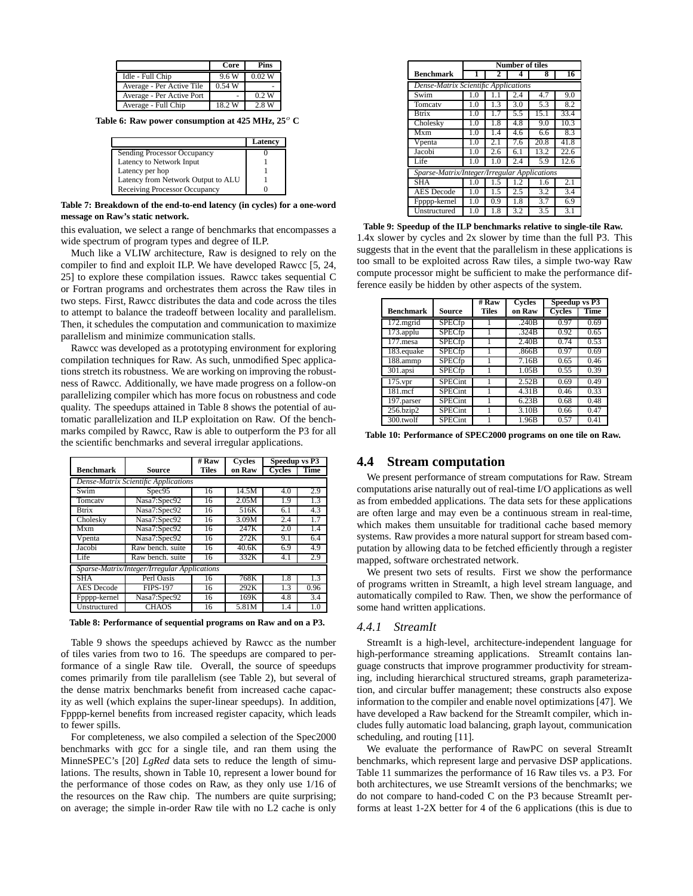|  | Core | Pins |
|---|---|---|
| Idle - Full Chip | 9.6 W | 0.02 W |
| Average - Per Active Tile | 0.54 W | - |
| Average - Per Active Port | - | 0.2 W |
| Average - Full Chip | 18.2 W | 2.8 W |

**Table 6: Raw power consumption at 425 MHz, 25$^o$ C**

|  | Latency |
|---|---|
| Sending Processor Occupancy | 0 |
| Latency to Network Input | 1 |
| Latency per hop | 1 |
| Latency from Network Output to ALU | 1 |
| Receiving Processor Occupancy | 0 |

**Table 7: Breakdown of the end-to-end latency (in cycles) for a one-word message on Raw's static network.**

this evaluation, we select a range of benchmarks that encompasses a wide spectrum of program types and degree of ILP.

Much like a VLIW architecture, Raw is designed to rely on the compiler to find and exploit ILP. We have developed Rawcc [5, 24, 25] to explore these compilation issues. Rawcc takes sequential C or Fortran programs and orchestrates them across the Raw tiles in two steps. First, Rawcc distributes the data and code across the tiles to attempt to balance the tradeoff between locality and parallelism. Then, it schedules the computation and communication to maximize parallelism and minimize communication stalls.

Rawcc was developed as a prototyping environment for exploring compilation techniques for Raw. As such, unmodified Spec applications stretch its robustness. We are working on improving the robustness of Rawcc. Additionally, we have made progress on a follow-on parallelizing compiler which has more focus on robustness and code quality. The speedups attained in Table 8 shows the potential of automatic parallelization and ILP exploitation on Raw. Of the benchmarks compiled by Rawcc, Raw is able to outperform the P3 for all the scientific benchmarks and several irregular applications.

| Benchmark | Source | # Raw Tiles | Cycles on Raw | Speedup vs P3 | |
|---|---|---|---|---|---|
| | | | | Cycles | Time |
| *Dense-Matrix Scientific Applications* | | | | | |
| Swim | Spec95 | 16 | 14.5M | 4.0 | 2.9 |
| Tomcatv | Nasa7:Spec92 | 16 | 2.05M | 1.9 | 1.3 |
| Btrix | Nasa7:Spec92 | 16 | 516K | 6.1 | 4.3 |
| Cholesky | Nasa7:Spec92 | 16 | 3.09M | 2.4 | 1.7 |
| Mxm | Nasa7:Spec92 | 16 | 247K | 2.0 | 1.4 |
| Vpenta | Nasa7:Spec92 | 16 | 272K | 9.1 | 6.4 |
| Jacobi | Raw bench. suite | 16 | 40.6K | 6.9 | 4.9 |
| Life | Raw bench. suite | 16 | 332K | 4.1 | 2.9 |
| *Sparse-Matrix/Integer/Irregular Applications* | | | | | |
| SHA | Perl Oasis | 16 | 768K | 1.8 | 1.3 |
| AES Decode | FIPS-197 | 16 | 292K | 1.3 | 0.96 |
| Fpppp-kernel | Nasa7:Spec92 | 16 | 169K | 4.8 | 3.4 |
| Unstructured | CHAOS | 16 | 5.81M | 1.4 | 1.0 |

**Table 8: Performance of sequential programs on Raw and on a P3.**

Table 9 shows the speedups achieved by Rawcc as the number of tiles varies from two to 16. The speedups are compared to performance of a single Raw tile. Overall, the source of speedups comes primarily from tile parallelism (see Table 2), but several of the dense matrix benchmarks benefit from increased cache capacity as well (which explains the super-linear speedups). In addition, Fpppp-kernel benefits from increased register capacity, which leads to fewer spills.

For completeness, we also compiled a selection of the Spec2000 benchmarks with gcc for a single tile, and ran them using the MinneSPEC's [20] *LgRed* data sets to reduce the length of simulations. The results, shown in Table 10, represent a lower bound for the performance of those codes on Raw, as they only use 1/16 of the resources on the Raw chip. The numbers are quite surprising; on average; the simple in-order Raw tile with no L2 cache is only 1.4x slower by cycles and 2x slower by time than the full P3. This suggests that in the event that the parallelism in these applications is too small to be exploited across Raw tiles, a simple two-way Raw compute processor might be sufficient to make the performance difference easily be hidden by other aspects of the system.

| Benchmark | Number of tiles | | | | |
|---|---|---|---|---|---|
| | 1 | 2 | 4 | 8 | 16 |
| *Dense-Matrix Scientific Applications* | | | | | |
| Swim | 1.0 | 1.1 | 2.4 | 4.7 | 9.0 |
| Tomcatv | 1.0 | 1.3 | 3.0 | 5.3 | 8.2 |
| Btrix | 1.0 | 1.7 | 5.5 | 15.1 | 33.4 |
| Cholesky | 1.0 | 1.8 | 4.8 | 9.0 | 10.3 |
| Mxm | 1.0 | 1.4 | 4.6 | 6.6 | 8.3 |
| Vpenta | 1.0 | 2.1 | 7.6 | 20.8 | 41.8 |
| Jacobi | 1.0 | 2.6 | 6.1 | 13.2 | 22.6 |
| Life | 1.0 | 1.0 | 2.4 | 5.9 | 12.6 |
| *Sparse-Matrix/Integer/Irregular Applications* | | | | | |
| SHA | 1.0 | 1.5 | 1.2 | 1.6 | 2.1 |
| AES Decode | 1.0 | 1.5 | 2.5 | 3.2 | 3.4 |
| Fpppp-kernel | 1.0 | 0.9 | 1.8 | 3.7 | 6.9 |
| Unstructured | 1.0 | 1.8 | 3.2 | 3.5 | 3.1 |

**Table 9: Speedup of the ILP benchmarks relative to single-tile Raw.**

| Benchmark | Source | # Raw Tiles | Cycles on Raw | Speedup vs P3 | |
|---|---|---|---|---|---|
| | | | | Cycles | Time |
| 172.mgrid | SPECfp | 1 | .240B | 0.97 | 0.69 |
| 173.applu | SPECfp | 1 | .324B | 0.92 | 0.65 |
| 177.mesa | SPECfp | 1 | 2.40B | 0.74 | 0.53 |
| 183.equake | SPECfp | 1 | .866B | 0.97 | 0.69 |
| 188.ammp | SPECfp | 1 | 7.16B | 0.65 | 0.46 |
| 301.apsi | SPECfp | 1 | 1.05B | 0.55 | 0.39 |
| 175.vpr | SPECint | 1 | 2.52B | 0.69 | 0.49 |
| 181.mcf | SPECint | 1 | 4.31B | 0.46 | 0.33 |
| 197.parser | SPECint | 1 | 6.23B | 0.68 | 0.48 |
| 256.bzip2 | SPECint | 1 | 3.10B | 0.66 | 0.47 |
| 300.twolf | SPECint | 1 | 1.96B | 0.57 | 0.41 |

**Table 10: Performance of SPEC2000 programs on one tile on Raw.**

## 4.4 Stream computation

We present performance of stream computations for Raw. Stream computations arise naturally out of real-time I/O applications as well as from embedded applications. The data sets for these applications are often large and may even be a continuous stream in real-time, which makes them unsuitable for traditional cache based memory systems. Raw provides a more natural support for stream based computation by allowing data to be fetched efficiently through a register mapped, software orchestrated network.

We present two sets of results. First we show the performance of programs written in StreamIt, a high level stream language, and automatically compiled to Raw. Then, we show the performance of some hand written applications.

### *4.4.1 StreamIt*

StreamIt is a high-level, architecture-independent language for high-performance streaming applications. StreamIt contains language constructs that improve programmer productivity for streaming, including hierarchical structured streams, graph parameterization, and circular buffer management; these constructs also expose information to the compiler and enable novel optimizations [47]. We have developed a Raw backend for the StreamIt compiler, which includes fully automatic load balancing, graph layout, communication scheduling, and routing [11].

We evaluate the performance of RawPC on several StreamIt benchmarks, which represent large and pervasive DSP applications. Table 11 summarizes the performance of 16 Raw tiles vs. a P3. For both architectures, we use StreamIt versions of the benchmarks; we do not compare to hand-coded C on the P3 because StreamIt performs at least 1-2X better for 4 of the 6 applications (this is due to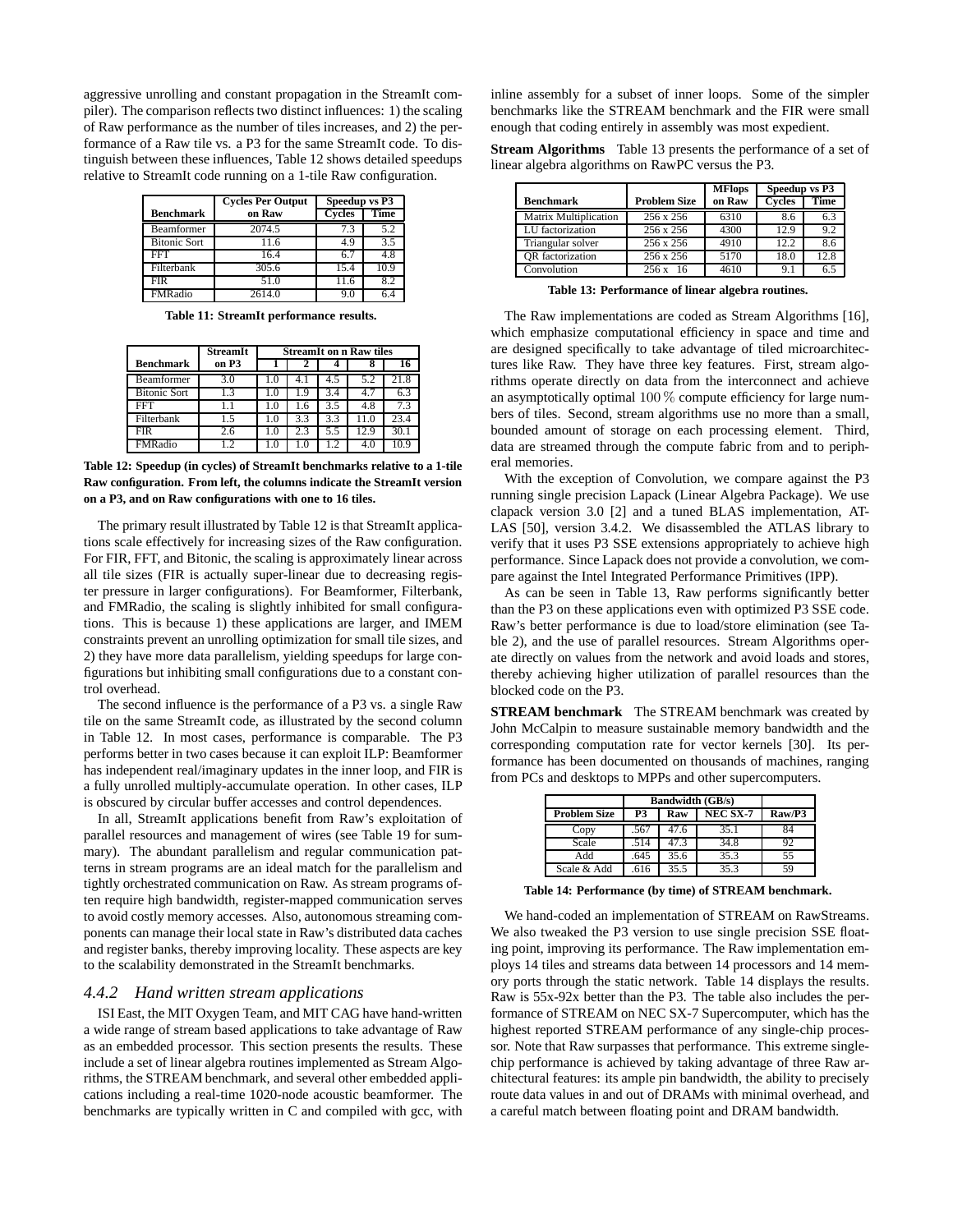aggressive unrolling and constant propagation in the StreamIt compiler). The comparison reflects two distinct influences: 1) the scaling of Raw performance as the number of tiles increases, and 2) the performance of a Raw tile vs. a P3 for the same StreamIt code. To distinguish between these influences, Table 12 shows detailed speedups relative to StreamIt code running on a 1-tile Raw configuration.

| Benchmark | Cycles Per Output on Raw | Speedup vs P3 | |
|---|---|---|---|
| | | Cycles | Time |
| Beamformer | 2074.5 | 7.3 | 5.2 |
| Bitonic Sort | 11.6 | 4.9 | 3.5 |
| FFT | 16.4 | 6.7 | 4.8 |
| Filterbank | 305.6 | 15.4 | 10.9 |
| FIR | 51.0 | 11.6 | 8.2 |
| FMRadio | 2614.0 | 9.0 | 6.4 |

**Table 11: StreamIt performance results.**

| Benchmark | StreamIt on P3 | StreamIt on n Raw tiles | | | | |
|---|---|---|---|---|---|---|
| | | 1 | 2 | 4 | 8 | 16 |
| Beamformer | 3.0 | 1.0 | 4.1 | 4.5 | 5.2 | 21.8 |
| Bitonic Sort | 1.3 | 1.0 | 1.9 | 3.4 | 4.7 | 6.3 |
| FFT | 1.1 | 1.0 | 1.6 | 3.5 | 4.8 | 7.3 |
| Filterbank | 1.5 | 1.0 | 3.3 | 3.3 | 11.0 | 23.4 |
| FIR | 2.6 | 1.0 | 2.3 | 5.5 | 12.9 | 30.1 |
| FMRadio | 1.2 | 1.0 | 1.0 | 1.2 | 4.0 | 10.9 |

**Table 12: Speedup (in cycles) of StreamIt benchmarks relative to a 1-tile Raw configuration. From left, the columns indicate the StreamIt version on a P3, and on Raw configurations with one to 16 tiles.**

The primary result illustrated by Table 12 is that StreamIt applications scale effectively for increasing sizes of the Raw configuration. For FIR, FFT, and Bitonic, the scaling is approximately linear across all tile sizes (FIR is actually super-linear due to decreasing register pressure in larger configurations). For Beamformer, Filterbank, and FMRadio, the scaling is slightly inhibited for small configurations. This is because 1) these applications are larger, and IMEM constraints prevent an unrolling optimization for small tile sizes, and 2) they have more data parallelism, yielding speedups for large configurations but inhibiting small configurations due to a constant control overhead.

The second influence is the performance of a P3 vs. a single Raw tile on the same StreamIt code, as illustrated by the second column in Table 12. In most cases, performance is comparable. The P3 performs better in two cases because it can exploit ILP: Beamformer has independent real/imaginary updates in the inner loop, and FIR is a fully unrolled multiply-accumulate operation. In other cases, ILP is obscured by circular buffer accesses and control dependences.

In all, StreamIt applications benefit from Raw's exploitation of parallel resources and management of wires (see Table 19 for summary). The abundant parallelism and regular communication patterns in stream programs are an ideal match for the parallelism and tightly orchestrated communication on Raw. As stream programs often require high bandwidth, register-mapped communication serves to avoid costly memory accesses. Also, autonomous streaming components can manage their local state in Raw's distributed data caches and register banks, thereby improving locality. These aspects are key to the scalability demonstrated in the StreamIt benchmarks.

### *4.4.2 Hand written stream applications*

ISI East, the MIT Oxygen Team, and MIT CAG have hand-written a wide range of stream based applications to take advantage of Raw as an embedded processor. This section presents the results. These include a set of linear algebra routines implemented as Stream Algorithms, the STREAM benchmark, and several other embedded applications including a real-time 1020-node acoustic beamformer. The benchmarks are typically written in C and compiled with gcc, with inline assembly for a subset of inner loops. Some of the simpler benchmarks like the STREAM benchmark and the FIR were small enough that coding entirely in assembly was most expedient.

**Stream Algorithms** Table 13 presents the performance of a set of linear algebra algorithms on RawPC versus the P3.

| Benchmark | Problem Size | MFlops on Raw | Speedup vs P3 | |
|---|---|---|---|---|
| | | | Cycles | Time |
| Matrix Multiplication | 256 x 256 | 6310 | 8.6 | 6.3 |
| LU factorization | 256 x 256 | 4300 | 12.9 | 9.2 |
| Triangular solver | 256 x 256 | 4910 | 12.2 | 8.6 |
| QR factorization | 256 x 256 | 5170 | 18.0 | 12.8 |
| Convolution | 256 x 16 | 4610 | 9.1 | 6.5 |

**Table 13: Performance of linear algebra routines.**

The Raw implementations are coded as Stream Algorithms [16], which emphasize computational efficiency in space and time and are designed specifically to take advantage of tiled microarchitectures like Raw. They have three key features. First, stream algorithms operate directly on data from the interconnect and achieve an asymptotically optimal 100 % compute efficiency for large numbers of tiles. Second, stream algorithms use no more than a small, bounded amount of storage on each processing element. Third, data are streamed through the compute fabric from and to peripheral memories.

With the exception of Convolution, we compare against the P3 running single precision Lapack (Linear Algebra Package). We use clapack version 3.0 [2] and a tuned BLAS implementation, ATLAS [50], version 3.4.2. We disassembled the ATLAS library to verify that it uses P3 SSE extensions appropriately to achieve high performance. Since Lapack does not provide a convolution, we compare against the Intel Integrated Performance Primitives (IPP).

As can be seen in Table 13, Raw performs significantly better than the P3 on these applications even with optimized P3 SSE code. Raw's better performance is due to load/store elimination (see Table 2), and the use of parallel resources. Stream Algorithms operate directly on values from the network and avoid loads and stores, thereby achieving higher utilization of parallel resources than the blocked code on the P3.

**STREAM benchmark** The STREAM benchmark was created by John McCalpin to measure sustainable memory bandwidth and the corresponding computation rate for vector kernels [30]. Its performance has been documented on thousands of machines, ranging from PCs and desktops to MPPs and other supercomputers.

| Problem Size | Bandwidth (GB/s) | | | Raw/P3 |
|---|---|---|---|---|
| | P3 | Raw | NEC SX-7 | |
| Copy | .567 | 47.6 | 35.1 | 84 |
| Scale | .514 | 47.3 | 34.8 | 92 |
| Add | .645 | 35.6 | 35.3 | 55 |
| Scale & Add | .616 | 35.5 | 35.3 | 59 |

**Table 14: Performance (by time) of STREAM benchmark.**

We hand-coded an implementation of STREAM on RawStreams. We also tweaked the P3 version to use single precision SSE floating point, improving its performance. The Raw implementation employs 14 tiles and streams data between 14 processors and 14 memory ports through the static network. Table 14 displays the results. Raw is 55x-92x better than the P3. The table also includes the performance of STREAM on NEC SX-7 Supercomputer, which has the highest reported STREAM performance of any single-chip processor. Note that Raw surpasses that performance. This extreme single-chip performance is achieved by taking advantage of three Raw architectural features: its ample pin bandwidth, the ability to precisely route data values in and out of DRAMs with minimal overhead, and a careful match between floating point and DRAM bandwidth.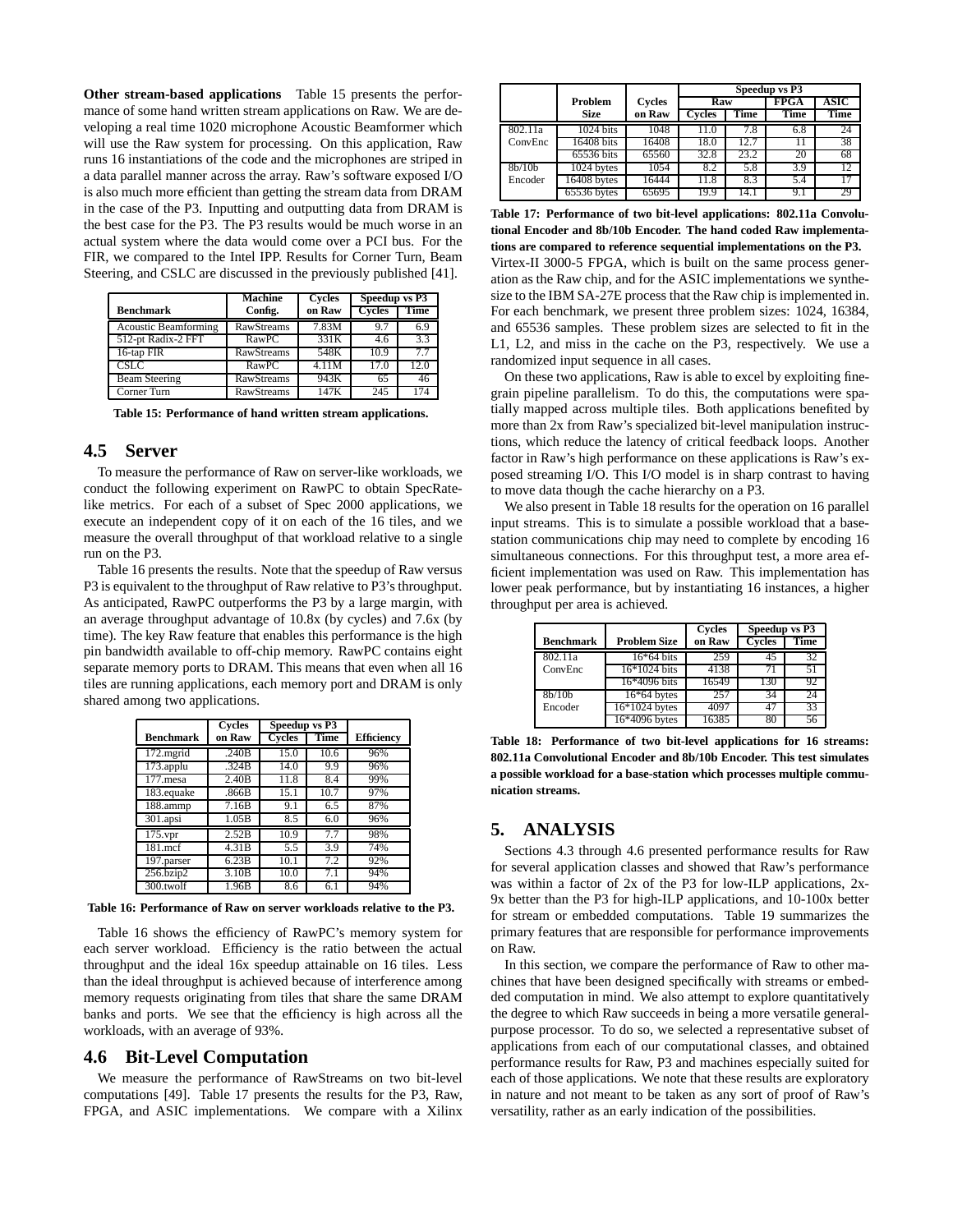**Other stream-based applications** Table 15 presents the performance of some hand written stream applications on Raw. We are developing a real time 1020 microphone Acoustic Beamformer which will use the Raw system for processing. On this application, Raw runs 16 instantiations of the code and the microphones are striped in a data parallel manner across the array. Raw's software exposed I/O is also much more efficient than getting the stream data from DRAM in the case of the P3. Inputting and outputting data from DRAM is the best case for the P3. The P3 results would be much worse in an actual system where the data would come over a PCI bus. For the FIR, we compared to the Intel IPP. Results for Corner Turn, Beam Steering, and CSLC are discussed in the previously published [41].

| Benchmark | Machine Config. | Cycles on Raw | Speedup vs P3 | |
|---|---|---|---|---|
| | | | Cycles | Time |
| Acoustic Beamforming | RawStreams | 7.83M | 9.7 | 6.9 |
| 512-pt Radix-2 FFT | RawPC | 331K | 4.6 | 3.3 |
| 16-tap FIR | RawStreams | 548K | 10.9 | 7.7 |
| CSLC | RawPC | 4.11M | 17.0 | 12.0 |
| Beam Steering | RawStreams | 943K | 65 | 46 |
| Corner Turn | RawStreams | 147K | 245 | 174 |

**Table 15: Performance of hand written stream applications.**

## 4.5 Server

To measure the performance of Raw on server-like workloads, we conduct the following experiment on RawPC to obtain SpecRate-like metrics. For each of a subset of Spec 2000 applications, we execute an independent copy of it on each of the 16 tiles, and we measure the overall throughput of that workload relative to a single run on the P3.

Table 16 presents the results. Note that the speedup of Raw versus P3 is equivalent to the throughput of Raw relative to P3's throughput. As anticipated, RawPC outperforms the P3 by a large margin, with an average throughput advantage of 10.8x (by cycles) and 7.6x (by time). The key Raw feature that enables this performance is the high pin bandwidth available to off-chip memory. RawPC contains eight separate memory ports to DRAM. This means that even when all 16 tiles are running applications, each memory port and DRAM is only shared among two applications.

| Benchmark | Cycles on Raw | Speedup vs P3 | | Efficiency |
|---|---|---|---|---|
| | | Cycles | Time | |
| 172.mgrid | .240B | 15.0 | 10.6 | 96% |
| 173.applu | .324B | 14.0 | 9.9 | 96% |
| 177.mesa | 2.40B | 11.8 | 8.4 | 99% |
| 183.equake | .866B | 15.1 | 10.7 | 97% |
| 188.ammp | 7.16B | 9.1 | 6.5 | 87% |
| 301.apsi | 1.05B | 8.5 | 6.0 | 96% |
| 175.vpr | 2.52B | 10.9 | 7.7 | 98% |
| 181.mcf | 4.31B | 5.5 | 3.9 | 74% |
| 197.parser | 6.23B | 10.1 | 7.2 | 92% |
| 256.bzip2 | 3.10B | 10.0 | 7.1 | 94% |
| 300.twolf | 1.96B | 8.6 | 6.1 | 94% |

**Table 16: Performance of Raw on server workloads relative to the P3.**

Table 16 shows the efficiency of RawPC's memory system for each server workload. Efficiency is the ratio between the actual throughput and the ideal 16x speedup attainable on 16 tiles. Less than the ideal throughput is achieved because of interference among memory requests originating from tiles that share the same DRAM banks and ports. We see that the efficiency is high across all the workloads, with an average of 93%.

## 4.6 Bit-Level Computation

We measure the performance of RawStreams on two bit-level computations [49]. Table 17 presents the results for the P3, Raw, FPGA, and ASIC implementations. We compare with a Xilinx Virtex-II 3000-5 FPGA, which is built on the same process generation as the Raw chip, and for the ASIC implementations we synthesize to the IBM SA-27E process that the Raw chip is implemented in. For each benchmark, we present three problem sizes: 1024, 16384, and 65536 samples. These problem sizes are selected to fit in the L1, L2, and miss in the cache on the P3, respectively. We use a randomized input sequence in all cases.

| | Problem Size | Cycles on Raw | Speedup vs P3 | | | |
|---|---|---|---|---|---|---|
| | | | Raw | | FPGA | ASIC |
| | | | Cycles | Time | Time | Time |
| 802.11a | 1024 bits | 1048 | 11.0 | 7.8 | 6.8 | 24 |
| ConvEnc | 16408 bits | 16408 | 18.0 | 12.7 | 11 | 38 |
| | 65536 bits | 65560 | 32.8 | 23.2 | 20 | 68 |
| 8b/10b | 1024 bytes | 1054 | 8.2 | 5.8 | 3.9 | 12 |
| Encoder | 16408 bytes | 16444 | 11.8 | 8.3 | 5.4 | 17 |
| | 65536 bytes | 65695 | 19.9 | 14.1 | 9.1 | 29 |

**Table 17: Performance of two bit-level applications: 802.11a Convolutional Encoder and 8b/10b Encoder. The hand coded Raw implementations are compared to reference sequential implementations on the P3.**

On these two applications, Raw is able to excel by exploiting fine-grain pipeline parallelism. To do this, the computations were spatially mapped across multiple tiles. Both applications benefited by more than 2x from Raw's specialized bit-level manipulation instructions, which reduce the latency of critical feedback loops. Another factor in Raw's high performance on these applications is Raw's exposed streaming I/O. This I/O model is in sharp contrast to having to move data though the cache hierarchy on a P3.

We also present in Table 18 results for the operation on 16 parallel input streams. This is to simulate a possible workload that a base-station communications chip may need to complete by encoding 16 simultaneous connections. For this throughput test, a more area efficient implementation was used on Raw. This implementation has lower peak performance, but by instantiating 16 instances, a higher throughput per area is achieved.

| Benchmark | Problem Size | Cycles on Raw | Speedup vs P3 | |
|---|---|---|---|---|
| | | | Cycles | Time |
| 802.11a | 16*64 bits | 259 | 45 | 32 |
| ConvEnc | 16*1024 bits | 4138 | 71 | 51 |
| | 16*4096 bits | 16549 | 130 | 92 |
| 8b/10b | 16*64 bytes | 257 | 34 | 24 |
| Encoder | 16*1024 bytes | 4097 | 47 | 33 |
| | 16*4096 bytes | 16385 | 80 | 56 |

**Table 18: Performance of two bit-level applications for 16 streams: 802.11a Convolutional Encoder and 8b/10b Encoder. This test simulates a possible workload for a base-station which processes multiple communication streams.**

# 5. ANALYSIS

Sections 4.3 through 4.6 presented performance results for Raw for several application classes and showed that Raw's performance was within a factor of 2x of the P3 for low-ILP applications, 2x-9x better than the P3 for high-ILP applications, and 10-100x better for stream or embedded computations. Table 19 summarizes the primary features that are responsible for performance improvements on Raw.

In this section, we compare the performance of Raw to other machines that have been designed specifically with streams or embedded computation in mind. We also attempt to explore quantitatively the degree to which Raw succeeds in being a more versatile general-purpose processor. To do so, we selected a representative subset of applications from each of our computational classes, and obtained performance results for Raw, P3 and machines especially suited for each of those applications. We note that these results are exploratory in nature and not meant to be taken as any sort of proof of Raw's versatility, rather as an early indication of the possibilities.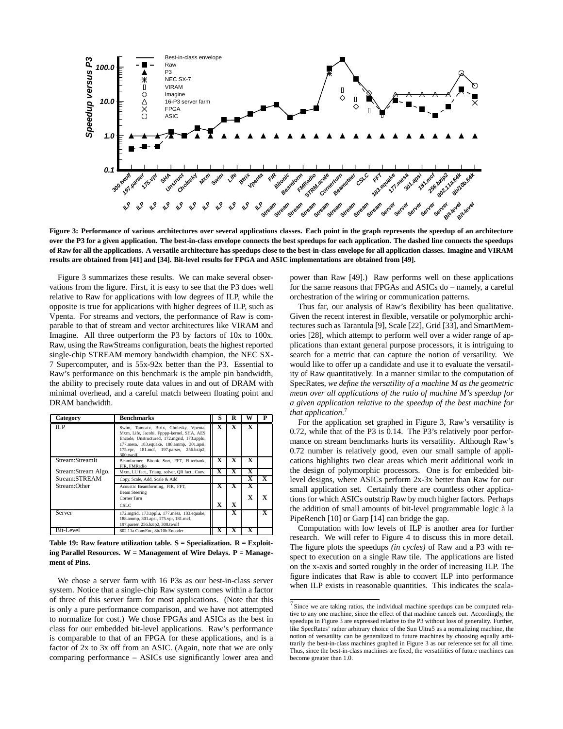Figure 3: Performance of various architectures over several applications classes. Each point in the graph represents the speedup of an architecture over the P3 for a given application. The best-in-class envelope connects the best speedups for each application. The dashed line connects the speedups of Raw for all the applications. A versatile architecture has speedups close to the best-in-class envelope for all application classes. Imagine and VIRAM results are obtained from [41] and [34]. Bit-level results for FPGA and ASIC implementations are obtained from [49].

Figure 3 summarizes these results. We can make several observations from the figure. First, it is easy to see that the P3 does well relative to Raw for applications with low degrees of ILP, while the opposite is true for applications with higher degrees of ILP, such as Vpenta. For streams and vectors, the performance of Raw is comparable to that of stream and vector architectures like VIRAM and Imagine. All three outperform the P3 by factors of 10x to 100x. Raw, using the RawStreams configuration, beats the highest reported single-chip STREAM memory bandwidth champion, the NEC SX-7 Supercomputer, and is 55x-92x better than the P3. Essential to Raw's performance on this benchmark is the ample pin bandwidth, the ability to precisely route data values in and out of DRAM with minimal overhead, and a careful match between floating point and DRAM bandwidth.

| Category | Benchmarks | S | R | W | P |
|---|---|---|---|---|---|
| ILP | Swim, Tomcatv, Btrix, Cholesky, Vpenta, Mxm, Life, Jacobi, Fpppp-kernel, SHA, AES Encode, Unstructured, 172.mgrid, 173.applu, 177.mesa, 183.equake, 188.ammp, 301.apsi, 175.vpr, 181.mcf, 197.parser, 256.bzip2, 300.twolf | X | X | X | |
| Stream:StreamIt | Beamformer, Bitonic Sort, FFT, Filterbank, FIR, FMRadio | X | X | X | |
| Stream:Stream Algo. | Mxm, LU fact., Triang. solver, QR fact., Conv. | X | X | X | |
| Stream:STREAM | Copy, Scale, Add, Scale & Add | | | X | X |
| Stream:Other | Acoustic Beamforming, FIR, FFT, Beam Steering | X | X | X | |
| | Corner Turn | | | X | X |
| | CSLC | X | X | | |
| Server | 172.mgrid, 173.applu, 177.mesa, 183.equake, 188.ammp, 301.apsi, 175.vpr, 181.mcf, 197.parser, 256.bzip2, 300.twolf | | X | | X |
| Bit-Level | 802.11a ConvEnc, 8b/10b Encoder | X | X | X | |

**Table 19: Raw feature utilization table. S = Specialization. R = Exploiting Parallel Resources. W = Management of Wire Delays. P = Management of Pins.**

We chose a server farm with 16 P3s as our best-in-class server system. Notice that a single-chip Raw system comes within a factor of three of this server farm for most applications. (Note that this is only a pure performance comparison, and we have not attempted to normalize for cost.) We chose FPGAs and ASICs as the best in class for our embedded bit-level applications. Raw's performance is comparable to that of an FPGA for these applications, and is a factor of 2x to 3x off from an ASIC. (Again, note that we are only comparing performance – ASICs use significantly lower area and power than Raw [49].) Raw performs well on these applications for the same reasons that FPGAs and ASICs do – namely, a careful orchestration of the wiring or communication patterns.

Thus far, our analysis of Raw's flexibility has been qualitative. Given the recent interest in flexible, versatile or polymorphic architectures such as Tarantula [9], Scale [22], Grid [33], and SmartMemories [28], which attempt to perform well over a wider range of applications than extant general purpose processors, it is intriguing to search for a metric that can capture the notion of versatility. We would like to offer up a candidate and use it to evaluate the versatility of Raw quantitatively. In a manner similar to the computation of SpecRates, *we define the versatility of a machine M as the geometric mean over all applications of the ratio of machine M's speedup for a given application relative to the speedup of the best machine for that application*.[7]

For the application set graphed in Figure 3, Raw's versatility is 0.72, while that of the P3 is 0.14. The P3's relatively poor performance on stream benchmarks hurts its versatility. Although Raw's 0.72 number is relatively good, even our small sample of applications highlights two clear areas which merit additional work in the design of polymorphic processors. One is for embedded bit-level designs, where ASICs perform 2x-3x better than Raw for our small application set. Certainly there are countless other applications for which ASICs outstrip Raw by much higher factors. Perhaps the addition of small amounts of bit-level programmable logic à la PipeRench [10] or Garp [14] can bridge the gap.

Computation with low levels of ILP is another area for further research. We will refer to Figure 4 to discuss this in more detail. The figure plots the speedups *(in cycles)* of Raw and a P3 with respect to execution on a single Raw tile. The applications are listed on the x-axis and sorted roughly in the order of increasing ILP. The figure indicates that Raw is able to convert ILP into performance when ILP exists in reasonable quantities. This indicates the scala-

[7] Since we are taking ratios, the individual machine speedups can be computed relative to any one machine, since the effect of that machine cancels out. Accordingly, the speedups in Figure 3 are expressed relative to the P3 without loss of generality. Further, like SpecRates' rather arbitrary choice of the Sun Ultra5 as a normalizing machine, the notion of versatility can be generalized to future machines by choosing equally arbitrarily the best-in-class machines graphed in Figure 3 as our reference set for all time. Thus, since the best-in-class machines are fixed, the versatilities of future machines can become greater than 1.0.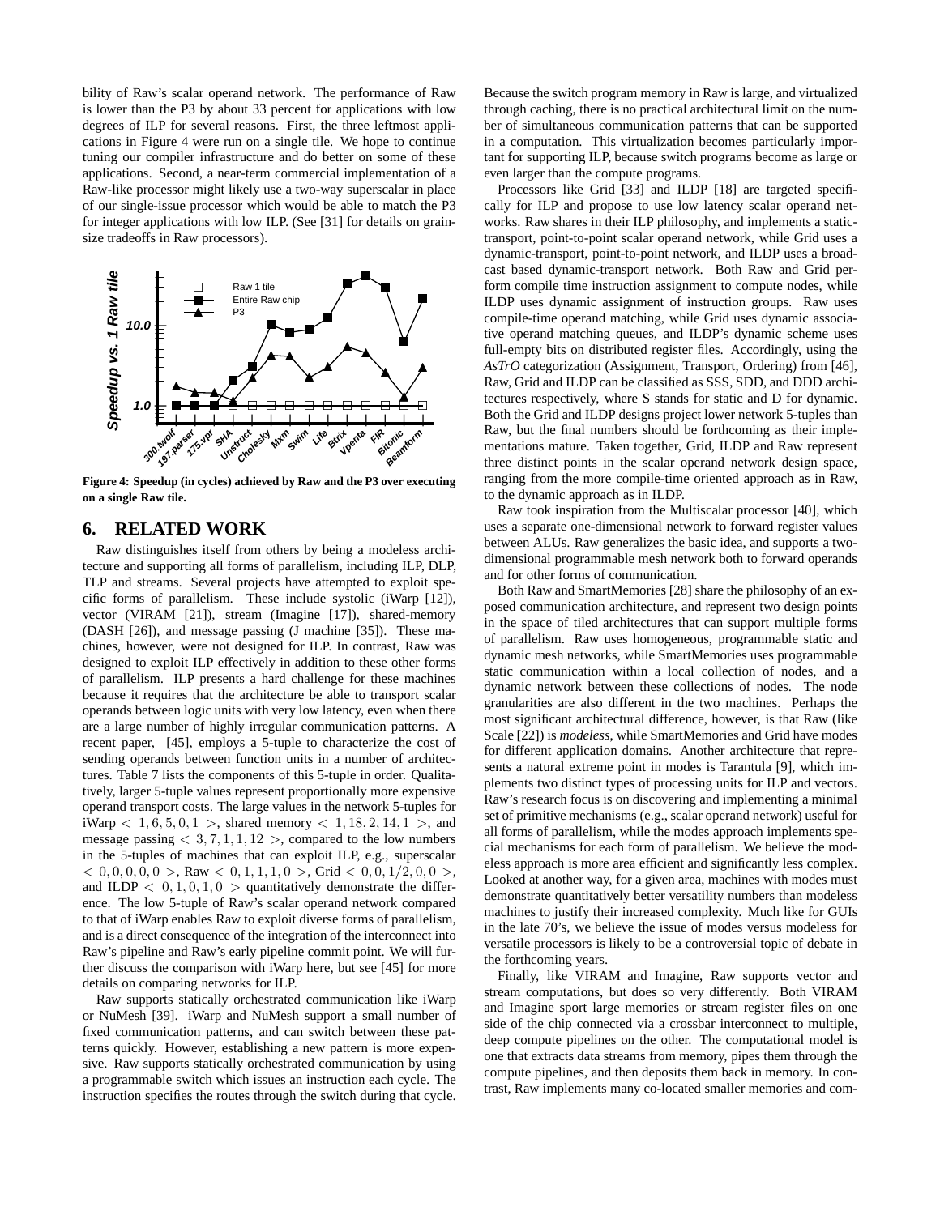bility of Raw's scalar operand network. The performance of Raw is lower than the P3 by about 33 percent for applications with low degrees of ILP for several reasons. First, the three leftmost applications in Figure 4 were run on a single tile. We hope to continue tuning our compiler infrastructure and do better on some of these applications. Second, a near-term commercial implementation of a Raw-like processor might likely use a two-way superscalar in place of our single-issue processor which would be able to match the P3 for integer applications with low ILP. (See [31] for details on grainsize tradeoffs in Raw processors).

Speedup vs. 1 Raw tile

10.0

1.0

Raw 1 tile

Entire Raw chip

P3

300.twolf
197.parser
175.vpr
SHA
Unstruct
Cholesky
Mxm
Swim
Life
Btrix
Vpenta
FIR
Bitonic
Beamform

**Figure 4: Speedup (in cycles) achieved by Raw and the P3 over executing on a single Raw tile.**

## 6. RELATED WORK

Raw distinguishes itself from others by being a modeless architecture and supporting all forms of parallelism, including ILP, DLP, TLP and streams. Several projects have attempted to exploit specific forms of parallelism. These include systolic (iWarp [12]), vector (VIRAM [21]), stream (Imagine [17]), shared-memory (DASH [26]), and message passing (J machine [35]). These machines, however, were not designed for ILP. In contrast, Raw was designed to exploit ILP effectively in addition to these other forms of parallelism. ILP presents a hard challenge for these machines because it requires that the architecture be able to transport scalar operands between logic units with very low latency, even when there are a large number of highly irregular communication patterns. A recent paper, [45], employs a 5-tuple to characterize the cost of sending operands between function units in a number of architectures. Table 7 lists the components of this 5-tuple in order. Qualitatively, larger 5-tuple values represent proportionally more expensive operand transport costs. The large values in the network 5-tuples for iWarp $< 1, 6, 5, 0, 1 >$, shared memory $< 1, 18, 2, 14, 1 >$, and message passing $< 3, 7, 1, 1, 12 >$, compared to the low numbers in the 5-tuples of machines that can exploit ILP, e.g., superscalar $< 0, 0, 0, 0, 0 >$, Raw $< 0, 1, 1, 1, 0 >$, Grid $< 0, 0, 1/2, 0, 0 >$, and ILDP $< 0, 1, 0, 1, 0 >$ quantitatively demonstrate the difference. The low 5-tuple of Raw's scalar operand network compared to that of iWarp enables Raw to exploit diverse forms of parallelism, and is a direct consequence of the integration of the interconnect into Raw's pipeline and Raw's early pipeline commit point. We will further discuss the comparison with iWarp here, but see [45] for more details on comparing networks for ILP.

Raw supports statically orchestrated communication like iWarp or NuMesh [39]. iWarp and NuMesh support a small number of fixed communication patterns, and can switch between these patterns quickly. However, establishing a new pattern is more expensive. Raw supports statically orchestrated communication by using a programmable switch which issues an instruction each cycle. The instruction specifies the routes through the switch during that cycle. Because the switch program memory in Raw is large, and virtualized through caching, there is no practical architectural limit on the number of simultaneous communication patterns that can be supported in a computation. This virtualization becomes particularly important for supporting ILP, because switch programs become as large or even larger than the compute programs.

Processors like Grid [33] and ILDP [18] are targeted specifically for ILP and propose to use low latency scalar operand networks. Raw shares in their ILP philosophy, and implements a static-transport, point-to-point scalar operand network, while Grid uses a dynamic-transport, point-to-point network, and ILDP uses a broadcast based dynamic-transport network. Both Raw and Grid perform compile time instruction assignment to compute nodes, while ILDP uses dynamic assignment of instruction groups. Raw uses compile-time operand matching, while Grid uses dynamic associative operand matching queues, and ILDP's dynamic scheme uses full-empty bits on distributed register files. Accordingly, using the *AsTrO* categorization (Assignment, Transport, Ordering) from [46], Raw, Grid and ILDP can be classified as SSS, SDD, and DDD architectures respectively, where S stands for static and D for dynamic. Both the Grid and ILDP designs project lower network 5-tuples than Raw, but the final numbers should be forthcoming as their implementations mature. Taken together, Grid, ILDP and Raw represent three distinct points in the scalar operand network design space, ranging from the more compile-time oriented approach as in Raw, to the dynamic approach as in ILDP.

Raw took inspiration from the Multiscalar processor [40], which uses a separate one-dimensional network to forward register values between ALUs. Raw generalizes the basic idea, and supports a two-dimensional programmable mesh network both to forward operands and for other forms of communication.

Both Raw and SmartMemories [28] share the philosophy of an exposed communication architecture, and represent two design points in the space of tiled architectures that can support multiple forms of parallelism. Raw uses homogeneous, programmable static and dynamic mesh networks, while SmartMemories uses programmable static communication within a local collection of nodes, and a dynamic network between these collections of nodes. The node granularities are also different in the two machines. Perhaps the most significant architectural difference, however, is that Raw (like Scale [22]) is *modeless*, while SmartMemories and Grid have modes for different application domains. Another architecture that represents a natural extreme point in modes is Tarantula [9], which implements two distinct types of processing units for ILP and vectors. Raw's research focus is on discovering and implementing a minimal set of primitive mechanisms (e.g., scalar operand network) useful for all forms of parallelism, while the modes approach implements special mechanisms for each form of parallelism. We believe the modeless approach is more area efficient and significantly less complex. Looked at another way, for a given area, machines with modes must demonstrate quantitatively better versatility numbers than modeless machines to justify their increased complexity. Much like for GUIs in the late 70's, we believe the issue of modes versus modeless for versatile processors is likely to be a controversial topic of debate in the forthcoming years.

Finally, like VIRAM and Imagine, Raw supports vector and stream computations, but does so very differently. Both VIRAM and Imagine sport large memories or stream register files on one side of the chip connected via a crossbar interconnect to multiple, deep compute pipelines on the other. The computational model is one that extracts data streams from memory, pipes them through the compute pipelines, and then deposits them back in memory. In contrast, Raw implements many co-located smaller memories and com-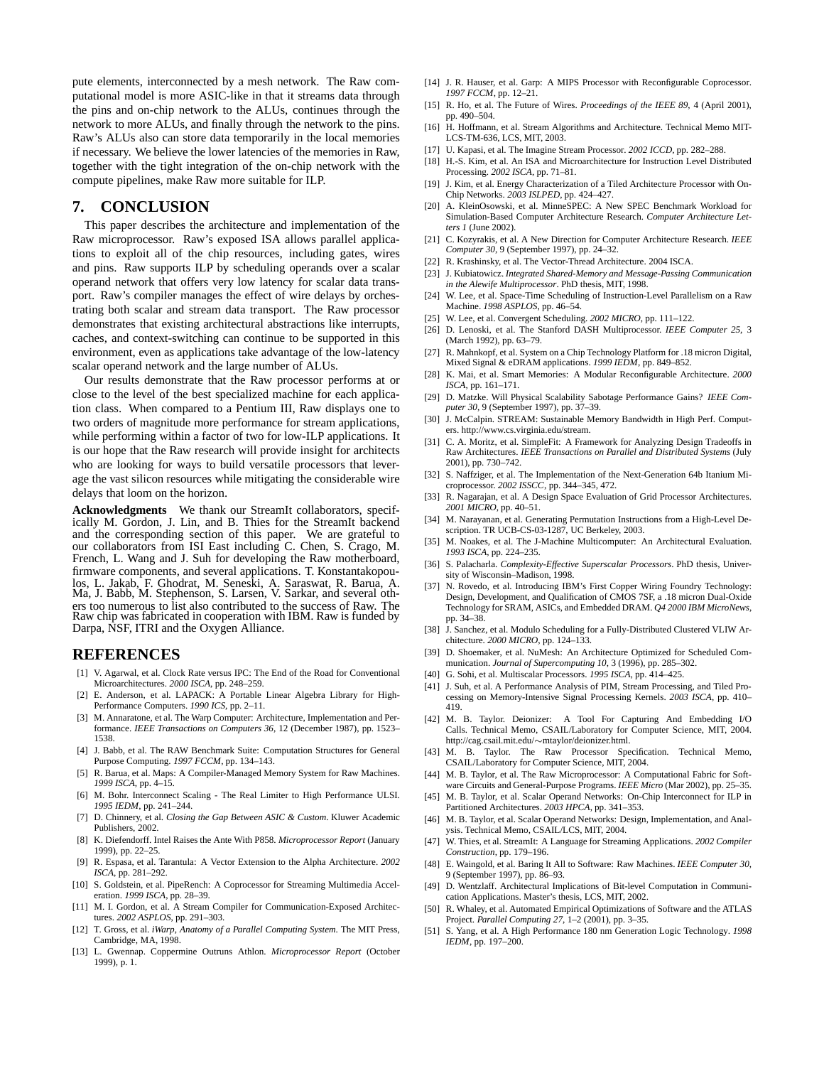pute elements, interconnected by a mesh network. The Raw computational model is more ASIC-like in that it streams data through the pins and on-chip network to the ALUs, continues through the network to more ALUs, and finally through the network to the pins. Raw's ALUs also can store data temporarily in the local memories if necessary. We believe the lower latencies of the memories in Raw, together with the tight integration of the on-chip network with the compute pipelines, make Raw more suitable for ILP.

## 7. CONCLUSION

This paper describes the architecture and implementation of the Raw microprocessor. Raw's exposed ISA allows parallel applications to exploit all of the chip resources, including gates, wires and pins. Raw supports ILP by scheduling operands over a scalar operand network that offers very low latency for scalar data transport. Raw's compiler manages the effect of wire delays by orchestrating both scalar and stream data transport. The Raw processor demonstrates that existing architectural abstractions like interrupts, caches, and context-switching can continue to be supported in this environment, even as applications take advantage of the low-latency scalar operand network and the large number of ALUs.

Our results demonstrate that the Raw processor performs at or close to the level of the best specialized machine for each application class. When compared to a Pentium III, Raw displays one to two orders of magnitude more performance for stream applications, while performing within a factor of two for low-ILP applications. It is our hope that the Raw research will provide insight for architects who are looking for ways to build versatile processors that leverage the vast silicon resources while mitigating the considerable wire delays that loom on the horizon.

**Acknowledgments** We thank our StreamIt collaborators, specifically M. Gordon, J. Lin, and B. Thies for the StreamIt backend and the corresponding section of this paper. We are grateful to our collaborators from ISI East including C. Chen, S. Crago, M. French, L. Wang and J. Suh for developing the Raw motherboard, firmware components, and several applications. T. Konstantakopoulos, L. Jakab, F. Ghodrat, M. Seneski, A. Saraswat, R. Barua, A. Ma, J. Babb, M. Stephenson, S. Larsen, V. Sarkar, and several others too numerous to list also contributed to the success of Raw. The Raw chip was fabricated in cooperation with IBM. Raw is funded by Darpa, NSF, ITRI and the Oxygen Alliance.

## REFERENCES

[1] V. Agarwal, et al. Clock Rate versus IPC: The End of the Road for Conventional Microarchitectures. *2000 ISCA*, pp. 248–259.

[2] E. Anderson, et al. LAPACK: A Portable Linear Algebra Library for High-Performance Computers. *1990 ICS*, pp. 2–11.

[3] M. Annaratone, et al. The Warp Computer: Architecture, Implementation and Performance. *IEEE Transactions on Computers 36*, 12 (December 1987), pp. 1523–1538.

[4] J. Babb, et al. The RAW Benchmark Suite: Computation Structures for General Purpose Computing. *1997 FCCM*, pp. 134–143.

[5] R. Barua, et al. Maps: A Compiler-Managed Memory System for Raw Machines. *1999 ISCA*, pp. 4–15.

[6] M. Bohr. Interconnect Scaling - The Real Limiter to High Performance ULSI. *1995 IEDM*, pp. 241–244.

[7] D. Chinnery, et al. *Closing the Gap Between ASIC & Custom*. Kluwer Academic Publishers, 2002.

[8] K. Diefendorff. Intel Raises the Ante With P858. *Microprocessor Report* (January 1999), pp. 22–25.

[9] R. Espasa, et al. Tarantula: A Vector Extension to the Alpha Architecture. *2002 ISCA*, pp. 281–292.

[10] S. Goldstein, et al. PipeRench: A Coprocessor for Streaming Multimedia Acceleration. *1999 ISCA*, pp. 28–39.

[11] M. I. Gordon, et al. A Stream Compiler for Communication-Exposed Architectures. *2002 ASPLOS*, pp. 291–303.

[12] T. Gross, et al. *iWarp, Anatomy of a Parallel Computing System*. The MIT Press, Cambridge, MA, 1998.

[13] L. Gwennap. Coppermine Outruns Athlon. *Microprocessor Report* (October 1999), p. 1.

[14] J. R. Hauser, et al. Garp: A MIPS Processor with Reconfigurable Coprocessor. *1997 FCCM*, pp. 12–21.

[15] R. Ho, et al. The Future of Wires. *Proceedings of the IEEE 89*, 4 (April 2001), pp. 490–504.

[16] H. Hoffmann, et al. Stream Algorithms and Architecture. Technical Memo MIT-LCS-TM-636, LCS, MIT, 2003.

[17] U. Kapasi, et al. The Imagine Stream Processor. *2002 ICCD*, pp. 282–288.

[18] H.-S. Kim, et al. An ISA and Microarchitecture for Instruction Level Distributed Processing. *2002 ISCA*, pp. 71–81.

[19] J. Kim, et al. Energy Characterization of a Tiled Architecture Processor with On-Chip Networks. *2003 ISLPED*, pp. 424–427.

[20] A. KleinOsowski, et al. MinneSPEC: A New SPEC Benchmark Workload for Simulation-Based Computer Architecture Research. *Computer Architecture Letters 1* (June 2002).

[21] C. Kozyrakis, et al. A New Direction for Computer Architecture Research. *IEEE Computer 30*, 9 (September 1997), pp. 24–32.

[22] R. Krashinsky, et al. The Vector-Thread Architecture. 2004 ISCA.

[23] J. Kubiatowicz. *Integrated Shared-Memory and Message-Passing Communication in the Alewife Multiprocessor*. PhD thesis, MIT, 1998.

[24] W. Lee, et al. Space-Time Scheduling of Instruction-Level Parallelism on a Raw Machine. *1998 ASPLOS*, pp. 46–54.

[25] W. Lee, et al. Convergent Scheduling. *2002 MICRO*, pp. 111–122.

[26] D. Lenoski, et al. The Stanford DASH Multiprocessor. *IEEE Computer 25*, 3 (March 1992), pp. 63–79.

[27] R. Mahnkopf, et al. System on a Chip Technology Platform for .18 micron Digital, Mixed Signal & eDRAM applications. *1999 IEDM*, pp. 849–852.

[28] K. Mai, et al. Smart Memories: A Modular Reconfigurable Architecture. *2000 ISCA*, pp. 161–171.

[29] D. Matzke. Will Physical Scalability Sabotage Performance Gains? *IEEE Computer 30*, 9 (September 1997), pp. 37–39.

[30] J. McCalpin. STREAM: Sustainable Memory Bandwidth in High Perf. Computers. http://www.cs.virginia.edu/stream.

[31] C. A. Moritz, et al. SimpleFit: A Framework for Analyzing Design Tradeoffs in Raw Architectures. *IEEE Transactions on Parallel and Distributed Systems* (July 2001), pp. 730–742.

[32] S. Naffziger, et al. The Implementation of the Next-Generation 64b Itanium Microprocessor. *2002 ISSCC*, pp. 344–345, 472.

[33] R. Nagarajan, et al. A Design Space Evaluation of Grid Processor Architectures. *2001 MICRO*, pp. 40–51.

[34] M. Narayanan, et al. Generating Permutation Instructions from a High-Level Description. TR UCB-CS-03-1287, UC Berkeley, 2003.

[35] M. Noakes, et al. The J-Machine Multicomputer: An Architectural Evaluation. *1993 ISCA*, pp. 224–235.

[36] S. Palacharla. *Complexity-Effective Superscalar Processors*. PhD thesis, University of Wisconsin–Madison, 1998.

[37] N. Rovedo, et al. Introducing IBM's First Copper Wiring Foundry Technology: Design, Development, and Qualification of CMOS 7SF, a .18 micron Dual-Oxide Technology for SRAM, ASICs, and Embedded DRAM. *Q4 2000 IBM MicroNews*, pp. 34–38.

[38] J. Sanchez, et al. Modulo Scheduling for a Fully-Distributed Clustered VLIW Architecture. *2000 MICRO*, pp. 124–133.

[39] D. Shoemaker, et al. NuMesh: An Architecture Optimized for Scheduled Communication. *Journal of Supercomputing 10*, 3 (1996), pp. 285–302.

[40] G. Sohi, et al. Multiscalar Processors. *1995 ISCA*, pp. 414–425.

[41] J. Suh, et al. A Performance Analysis of PIM, Stream Processing, and Tiled Processing on Memory-Intensive Signal Processing Kernels. *2003 ISCA*, pp. 410–419.

[42] M. B. Taylor. Deionizer: A Tool For Capturing And Embedding I/O Calls. Technical Memo, CSAIL/Laboratory for Computer Science, MIT, 2004. http://cag.csail.mit.edu/∼mtaylor/deionizer.html.

[43] M. B. Taylor. The Raw Processor Specification. Technical Memo, CSAIL/Laboratory for Computer Science, MIT, 2004.

[44] M. B. Taylor, et al. The Raw Microprocessor: A Computational Fabric for Software Circuits and General-Purpose Programs. *IEEE Micro* (Mar 2002), pp. 25–35.

[45] M. B. Taylor, et al. Scalar Operand Networks: On-Chip Interconnect for ILP in Partitioned Architectures. *2003 HPCA*, pp. 341–353.

[46] M. B. Taylor, et al. Scalar Operand Networks: Design, Implementation, and Analysis. Technical Memo, CSAIL/LCS, MIT, 2004.

[47] W. Thies, et al. StreamIt: A Language for Streaming Applications. *2002 Compiler Construction*, pp. 179–196.

[48] E. Waingold, et al. Baring It All to Software: Raw Machines. *IEEE Computer 30*, 9 (September 1997), pp. 86–93.

[49] D. Wentzlaff. Architectural Implications of Bit-level Computation in Communication Applications. Master's thesis, LCS, MIT, 2002.

[50] R. Whaley, et al. Automated Empirical Optimizations of Software and the ATLAS Project. *Parallel Computing 27*, 1–2 (2001), pp. 3–35.

[51] S. Yang, et al. A High Performance 180 nm Generation Logic Technology. *1998 IEDM*, pp. 197–200.